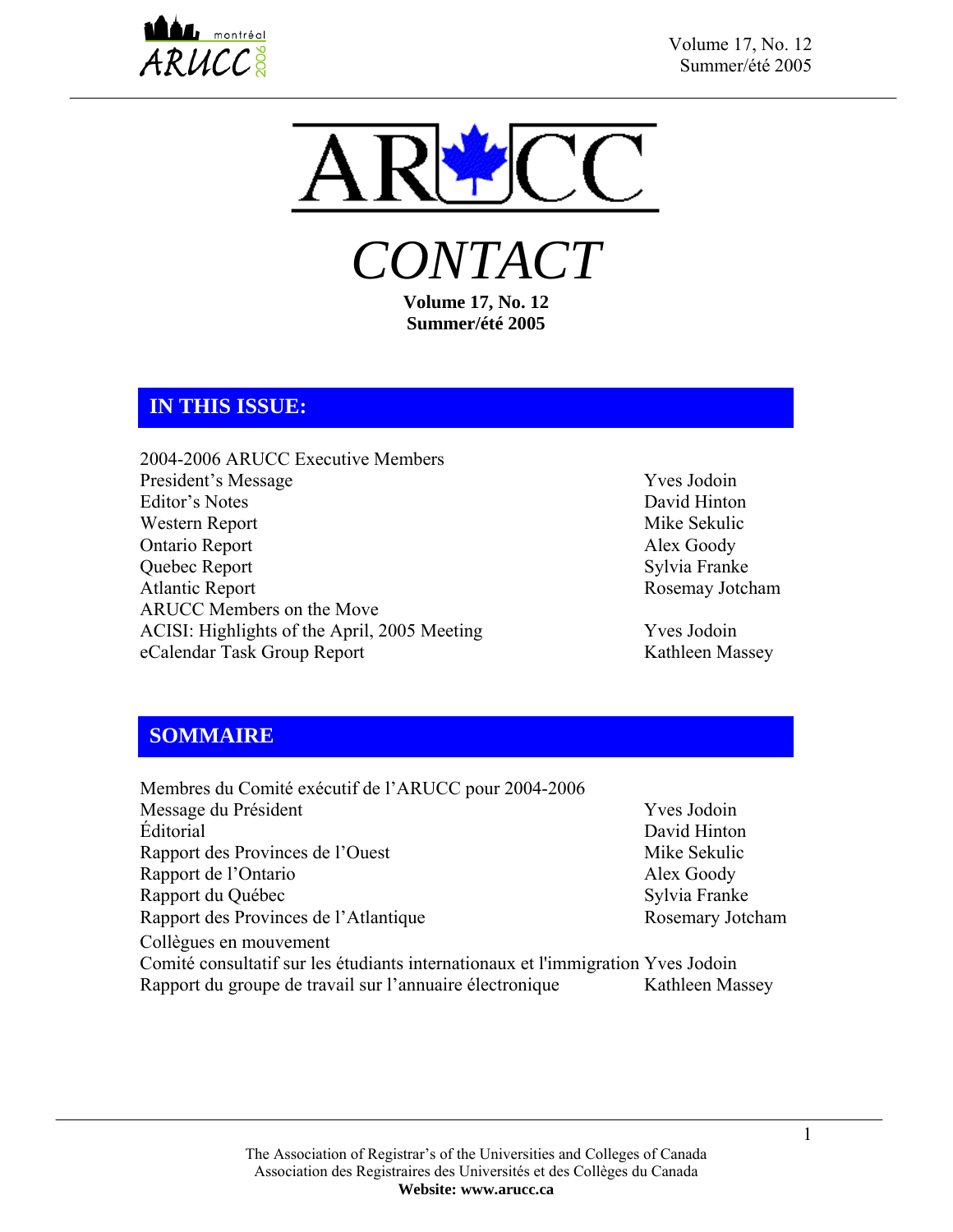# ARUCC

# *CONTACT*

**Volume 17, No. 12**
**Summer/été 2005**

## IN THIS ISSUE:

| | |
|---|---|
| 2004-2006 ARUCC Executive Members | |
| President's Message | Yves Jodoin |
| Editor's Notes | David Hinton |
| Western Report | Mike Sekulic |
| Ontario Report | Alex Goody |
| Quebec Report | Sylvia Franke |
| Atlantic Report | Rosemay Jotcham |
| ARUCC Members on the Move | |
| ACISI: Highlights of the April, 2005 Meeting | Yves Jodoin |
| eCalendar Task Group Report | Kathleen Massey |

## SOMMAIRE

| | |
|---|---|
| Membres du Comité exécutif de l'ARUCC pour 2004-2006 | |
| Message du Président | Yves Jodoin |
| Éditorial | David Hinton |
| Rapport des Provinces de l'Ouest | Mike Sekulic |
| Rapport de l'Ontario | Alex Goody |
| Rapport du Québec | Sylvia Franke |
| Rapport des Provinces de l'Atlantique | Rosemary Jotcham |
| Collègues en mouvement | |
| Comité consultatif sur les étudiants internationaux et l'immigration | Yves Jodoin |
| Rapport du groupe de travail sur l'annuaire électronique | Kathleen Massey |

The Association of Registrar's of the Universities and Colleges of Canada
Association des Registraires des Universités et des Collèges du Canada
**Website: www.arucc.ca**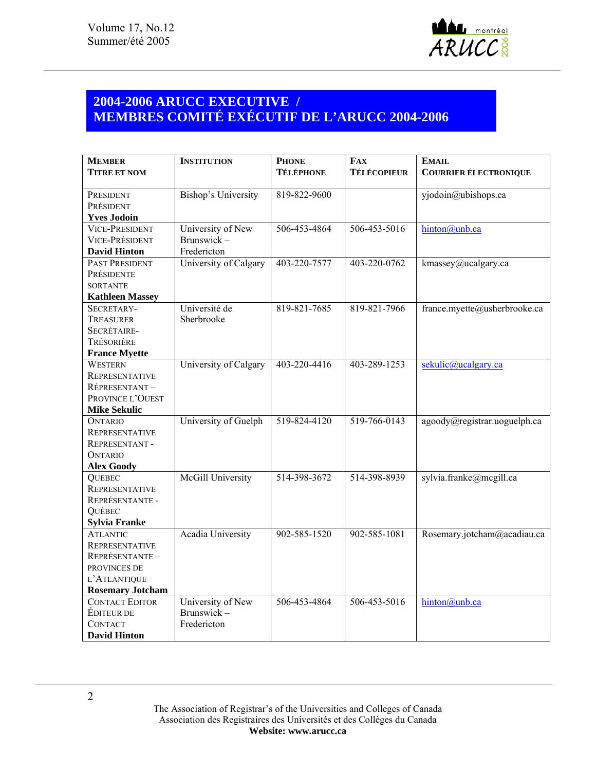## 2004-2006 ARUCC EXECUTIVE / MEMBRES COMITÉ EXÉCUTIF DE L'ARUCC 2004-2006

| MEMBER TITRE ET NOM | INSTITUTION | PHONE TÉLÉPHONE | FAX TÉLÉCOPIEUR | EMAIL COURRIER ÉLECTRONIQUE |
|---|---|---|---|---|
| PRESIDENT PRÉSIDENT **Yves Jodoin** | Bishop's University | 819-822-9600 | | yjodoin@ubishops.ca |
| VICE-PRESIDENT VICE-PRÉSIDENT **David Hinton** | University of New Brunswick – Fredericton | 506-453-4864 | 506-453-5016 | hinton@unb.ca |
| PAST PRESIDENT PRÉSIDENTE SORTANTE **Kathleen Massey** | University of Calgary | 403-220-7577 | 403-220-0762 | kmassey@ucalgary.ca |
| SECRETARY-TREASURER SECRÉTAIRE-TRÉSORIÈRE **France Myette** | Université de Sherbrooke | 819-821-7685 | 819-821-7966 | france.myette@usherbrooke.ca |
| WESTERN REPRESENTATIVE RÉPRESENTANT – PROVINCE L'OUEST **Mike Sekulic** | University of Calgary | 403-220-4416 | 403-289-1253 | sekulic@ucalgary.ca |
| ONTARIO REPRESENTATIVE REPRESENTANT - ONTARIO **Alex Goody** | University of Guelph | 519-824-4120 | 519-766-0143 | agoody@registrar.uoguelph.ca |
| QUEBEC REPRESENTATIVE RÉPRESENTANTE - QUÉBEC **Sylvia Franke** | McGill University | 514-398-3672 | 514-398-8939 | sylvia.franke@mcgill.ca |
| ATLANTIC REPRESENTATIVE RÉPRESENTANTE – PROVINCES DE L'ATLANTIQUE **Rosemary Jotcham** | Acadia University | 902-585-1520 | 902-585-1081 | Rosemary.jotcham@acadiau.ca |
| CONTACT EDITOR ÉDITEUR DE CONTACT **David Hinton** | University of New Brunswick – Fredericton | 506-453-4864 | 506-453-5016 | hinton@unb.ca |

The Association of Registrar's of the Universities and Colleges of Canada
Association des Registraires des Universités et des Collèges du Canada
**Website: www.arucc.ca**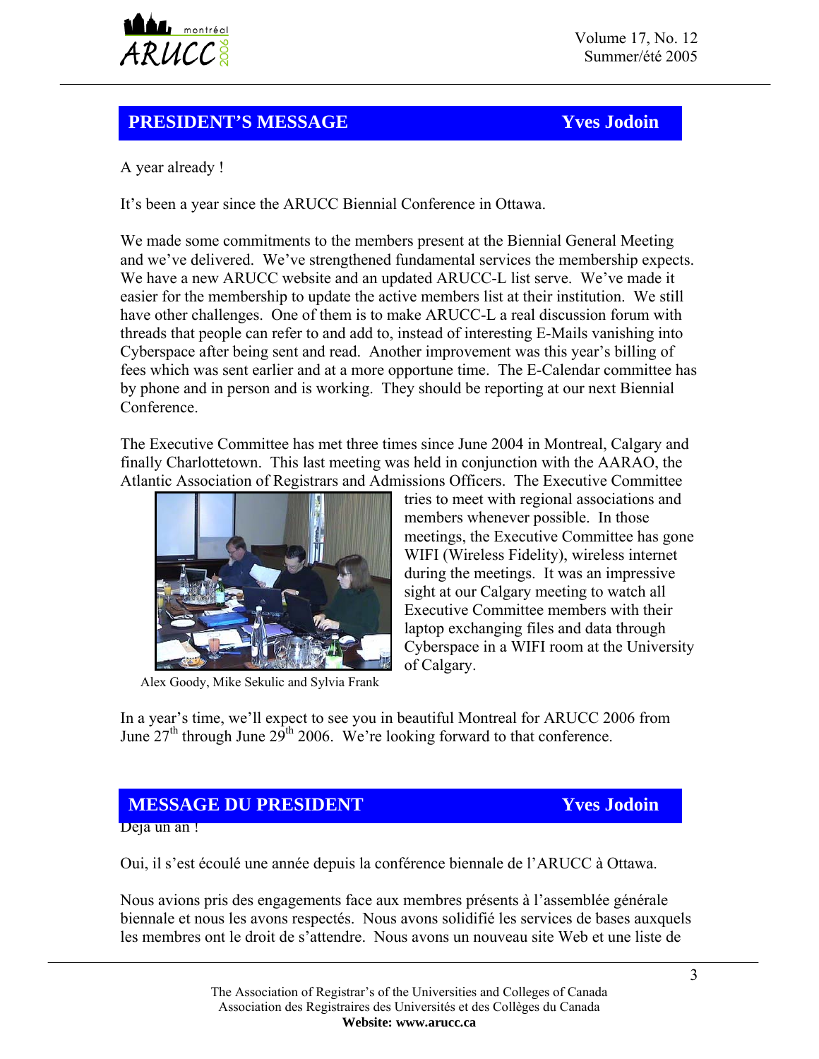## PRESIDENT'S MESSAGE — Yves Jodoin

A year already !

It's been a year since the ARUCC Biennial Conference in Ottawa.

We made some commitments to the members present at the Biennial General Meeting and we've delivered. We've strengthened fundamental services the membership expects. We have a new ARUCC website and an updated ARUCC-L list serve. We've made it easier for the membership to update the active members list at their institution. We still have other challenges. One of them is to make ARUCC-L a real discussion forum with threads that people can refer to and add to, instead of interesting E-Mails vanishing into Cyberspace after being sent and read. Another improvement was this year's billing of fees which was sent earlier and at a more opportune time. The E-Calendar committee has by phone and in person and is working. They should be reporting at our next Biennial Conference.

The Executive Committee has met three times since June 2004 in Montreal, Calgary and finally Charlottetown. This last meeting was held in conjunction with the AARAO, the Atlantic Association of Registrars and Admissions Officers. The Executive Committee tries to meet with regional associations and members whenever possible. In those meetings, the Executive Committee has gone WIFI (Wireless Fidelity), wireless internet during the meetings. It was an impressive sight at our Calgary meeting to watch all Executive Committee members with their laptop exchanging files and data through Cyberspace in a WIFI room at the University of Calgary.

Alex Goody, Mike Sekulic and Sylvia Frank

In a year's time, we'll expect to see you in beautiful Montreal for ARUCC 2006 from June 27th through June 29th 2006. We're looking forward to that conference.

## MESSAGE DU PRESIDENT — Yves Jodoin

Déjà un an !

Oui, il s'est écoulé une année depuis la conférence biennale de l'ARUCC à Ottawa.

Nous avions pris des engagements face aux membres présents à l'assemblée générale biennale et nous les avons respectés. Nous avons solidifié les services de bases auxquels les membres ont le droit de s'attendre. Nous avons un nouveau site Web et une liste de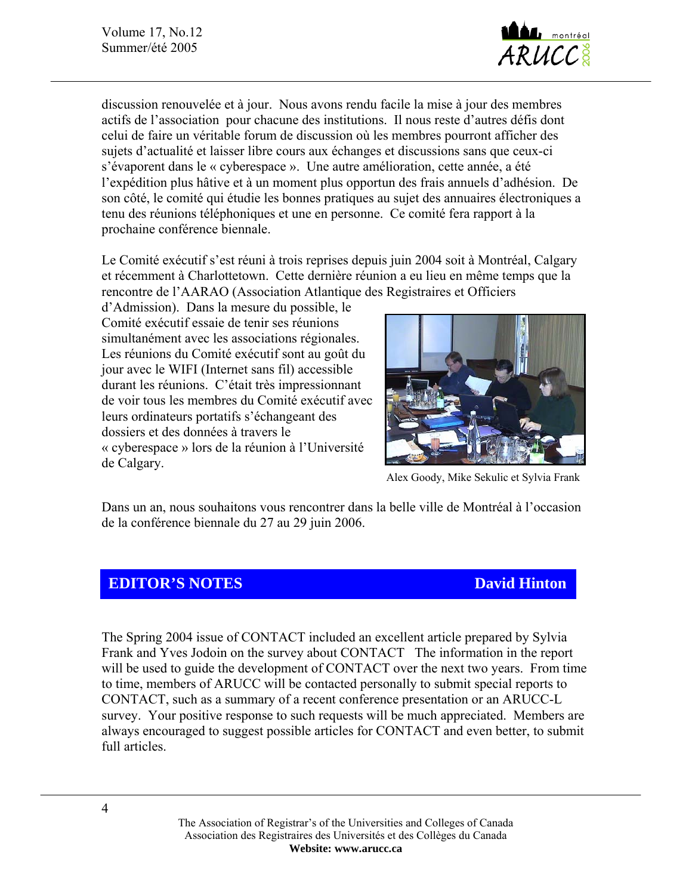discussion renouvelée et à jour. Nous avons rendu facile la mise à jour des membres actifs de l'association pour chacune des institutions. Il nous reste d'autres défis dont celui de faire un véritable forum de discussion où les membres pourront afficher des sujets d'actualité et laisser libre cours aux échanges et discussions sans que ceux-ci s'évaporent dans le « cyberespace ». Une autre amélioration, cette année, a été l'expédition plus hâtive et à un moment plus opportun des frais annuels d'adhésion. De son côté, le comité qui étudie les bonnes pratiques au sujet des annuaires électroniques a tenu des réunions téléphoniques et une en personne. Ce comité fera rapport à la prochaine conférence biennale.

Le Comité exécutif s'est réuni à trois reprises depuis juin 2004 soit à Montréal, Calgary et récemment à Charlottetown. Cette dernière réunion a eu lieu en même temps que la rencontre de l'AARAO (Association Atlantique des Registraires et Officiers d'Admission). Dans la mesure du possible, le Comité exécutif essaie de tenir ses réunions simultanément avec les associations régionales. Les réunions du Comité exécutif sont au goût du jour avec le WIFI (Internet sans fil) accessible durant les réunions. C'était très impressionnant de voir tous les membres du Comité exécutif avec leurs ordinateurs portatifs s'échangeant des dossiers et des données à travers le « cyberespace » lors de la réunion à l'Université de Calgary.

Alex Goody, Mike Sekulic et Sylvia Frank

Dans un an, nous souhaitons vous rencontrer dans la belle ville de Montréal à l'occasion de la conférence biennale du 27 au 29 juin 2006.

## EDITOR'S NOTES — David Hinton

The Spring 2004 issue of CONTACT included an excellent article prepared by Sylvia Frank and Yves Jodoin on the survey about CONTACT The information in the report will be used to guide the development of CONTACT over the next two years. From time to time, members of ARUCC will be contacted personally to submit special reports to CONTACT, such as a summary of a recent conference presentation or an ARUCC-L survey. Your positive response to such requests will be much appreciated. Members are always encouraged to suggest possible articles for CONTACT and even better, to submit full articles.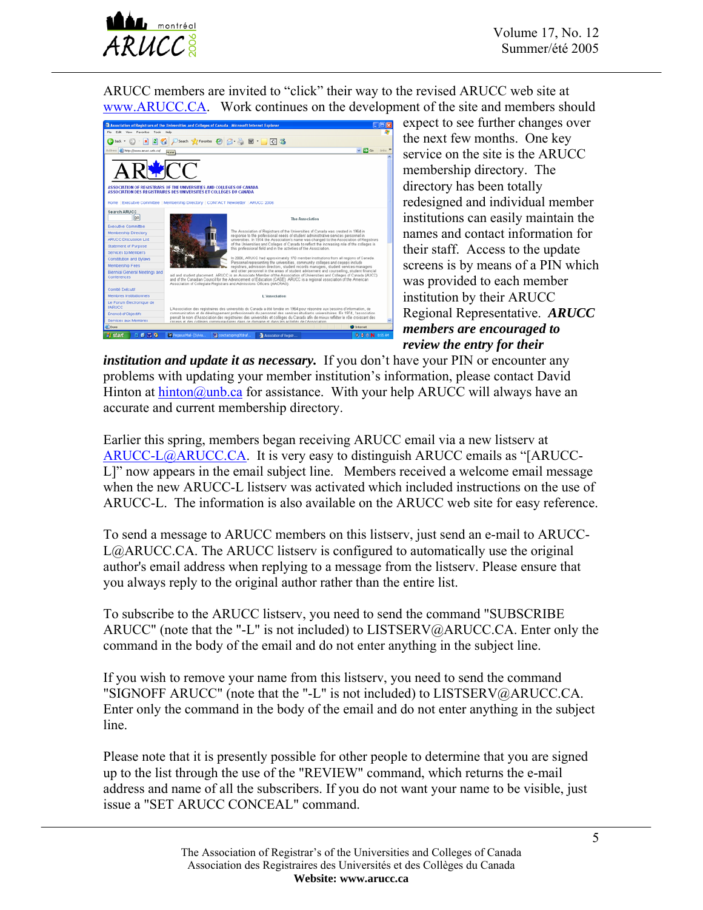ARUCC members are invited to "click" their way to the revised ARUCC web site at www.ARUCC.CA. Work continues on the development of the site and members should expect to see further changes over the next few months. One key service on the site is the ARUCC membership directory. The directory has been totally redesigned and individual member institutions can easily maintain the names and contact information for their staff. Access to the update screens is by means of a PIN which was provided to each member institution by their ARUCC Regional Representative. ***ARUCC members are encouraged to review the entry for their institution and update it as necessary.*** If you don't have your PIN or encounter any problems with updating your member institution's information, please contact David Hinton at hinton@unb.ca for assistance. With your help ARUCC will always have an accurate and current membership directory.

Earlier this spring, members began receiving ARUCC email via a new listserv at ARUCC-L@ARUCC.CA. It is very easy to distinguish ARUCC emails as "[ARUCC-L]" now appears in the email subject line. Members received a welcome email message when the new ARUCC-L listserv was activated which included instructions on the use of ARUCC-L. The information is also available on the ARUCC web site for easy reference.

To send a message to ARUCC members on this listserv, just send an e-mail to ARUCC-L@ARUCC.CA. The ARUCC listserv is configured to automatically use the original author's email address when replying to a message from the listserv. Please ensure that you always reply to the original author rather than the entire list.

To subscribe to the ARUCC listserv, you need to send the command "SUBSCRIBE ARUCC" (note that the "-L" is not included) to LISTSERV@ARUCC.CA. Enter only the command in the body of the email and do not enter anything in the subject line.

If you wish to remove your name from this listserv, you need to send the command "SIGNOFF ARUCC" (note that the "-L" is not included) to LISTSERV@ARUCC.CA. Enter only the command in the body of the email and do not enter anything in the subject line.

Please note that it is presently possible for other people to determine that you are signed up to the list through the use of the "REVIEW" command, which returns the e-mail address and name of all the subscribers. If you do not want your name to be visible, just issue a "SET ARUCC CONCEAL" command.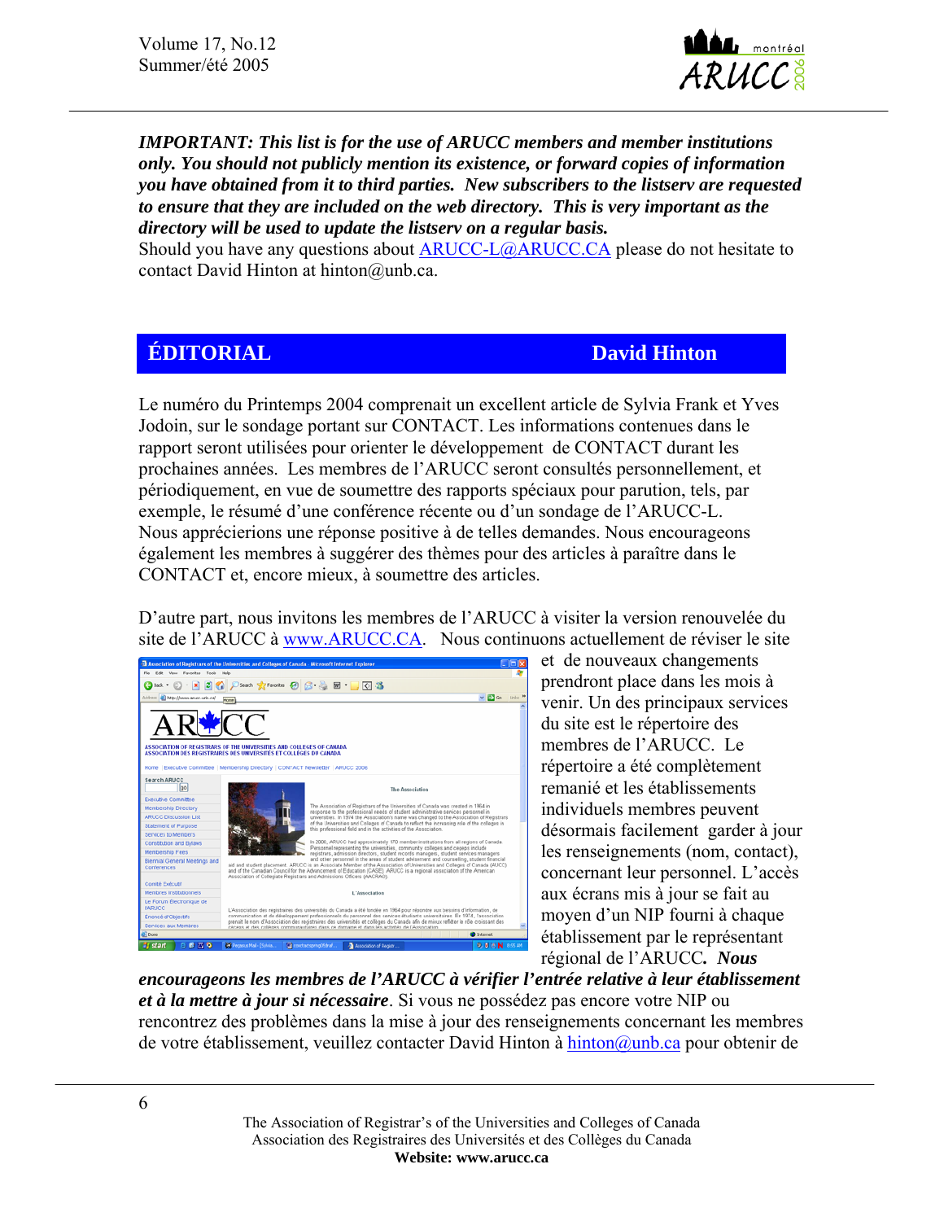***IMPORTANT: This list is for the use of ARUCC members and member institutions only. You should not publicly mention its existence, or forward copies of information you have obtained from it to third parties. New subscribers to the listserv are requested to ensure that they are included on the web directory. This is very important as the directory will be used to update the listserv on a regular basis.***
Should you have any questions about ARUCC-L@ARUCC.CA please do not hesitate to contact David Hinton at hinton@unb.ca.

## ÉDITORIAL — David Hinton

Le numéro du Printemps 2004 comprenait un excellent article de Sylvia Frank et Yves Jodoin, sur le sondage portant sur CONTACT. Les informations contenues dans le rapport seront utilisées pour orienter le développement de CONTACT durant les prochaines années. Les membres de l'ARUCC seront consultés personnellement, et périodiquement, en vue de soumettre des rapports spéciaux pour parution, tels, par exemple, le résumé d'une conférence récente ou d'un sondage de l'ARUCC-L. Nous apprécierions une réponse positive à de telles demandes. Nous encourageons également les membres à suggérer des thèmes pour des articles à paraître dans le CONTACT et, encore mieux, à soumettre des articles.

D'autre part, nous invitons les membres de l'ARUCC à visiter la version renouvelée du site de l'ARUCC à www.ARUCC.CA. Nous continuons actuellement de réviser le site et de nouveaux changements prendront place dans les mois à venir. Un des principaux services du site est le répertoire des membres de l'ARUCC. Le répertoire a été complètement remanié et les établissements individuels membres peuvent désormais facilement garder à jour les renseignements (nom, contact), concernant leur personnel. L'accès aux écrans mis à jour se fait au moyen d'un NIP fourni à chaque établissement par le représentant régional de l'ARUCC. ***Nous encourageons les membres de l'ARUCC à vérifier l'entrée relative à leur établissement et à la mettre à jour si nécessaire***. Si vous ne possédez pas encore votre NIP ou rencontrez des problèmes dans la mise à jour des renseignements concernant les membres de votre établissement, veuillez contacter David Hinton à hinton@unb.ca pour obtenir de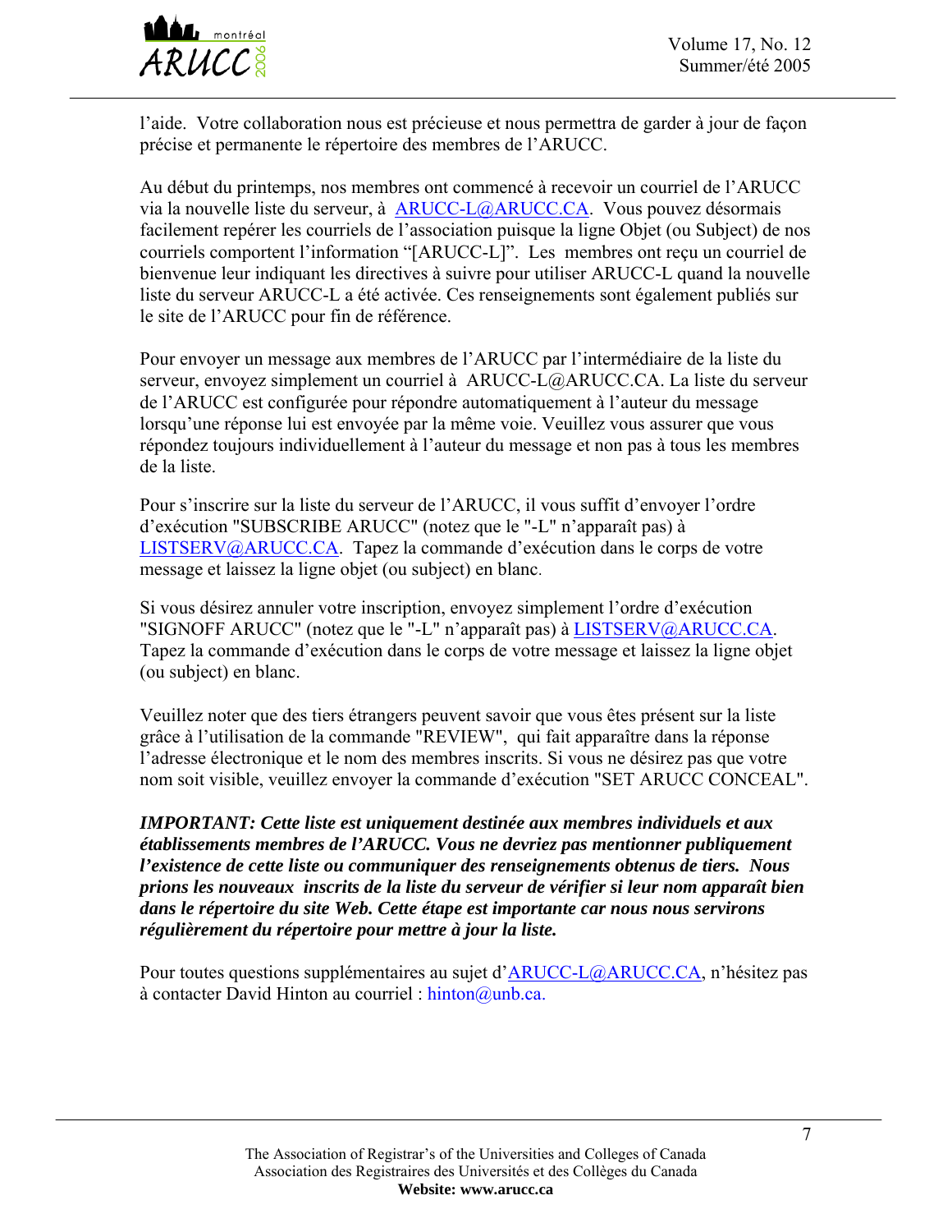l'aide.  Votre collaboration nous est précieuse et nous permettra de garder à jour de façon précise et permanente le répertoire des membres de l'ARUCC.

Au début du printemps, nos membres ont commencé à recevoir un courriel de l'ARUCC via la nouvelle liste du serveur, à ARUCC-L@ARUCC.CA.  Vous pouvez désormais facilement repérer les courriels de l'association puisque la ligne Objet (ou Subject) de nos courriels comportent l'information "[ARUCC-L]".  Les membres ont reçu un courriel de bienvenue leur indiquant les directives à suivre pour utiliser ARUCC-L quand la nouvelle liste du serveur ARUCC-L a été activée. Ces renseignements sont également publiés sur le site de l'ARUCC pour fin de référence.

Pour envoyer un message aux membres de l'ARUCC par l'intermédiaire de la liste du serveur, envoyez simplement un courriel à ARUCC-L@ARUCC.CA. La liste du serveur de l'ARUCC est configurée pour répondre automatiquement à l'auteur du message lorsqu'une réponse lui est envoyée par la même voie. Veuillez vous assurer que vous répondez toujours individuellement à l'auteur du message et non pas à tous les membres de la liste.

Pour s'inscrire sur la liste du serveur de l'ARUCC, il vous suffit d'envoyer l'ordre d'exécution "SUBSCRIBE ARUCC" (notez que le "-L" n'apparaît pas) à LISTSERV@ARUCC.CA.  Tapez la commande d'exécution dans le corps de votre message et laissez la ligne objet (ou subject) en blanc.

Si vous désirez annuler votre inscription, envoyez simplement l'ordre d'exécution "SIGNOFF ARUCC" (notez que le "-L" n'apparaît pas) à LISTSERV@ARUCC.CA. Tapez la commande d'exécution dans le corps de votre message et laissez la ligne objet (ou subject) en blanc.

Veuillez noter que des tiers étrangers peuvent savoir que vous êtes présent sur la liste grâce à l'utilisation de la commande "REVIEW",  qui fait apparaître dans la réponse l'adresse électronique et le nom des membres inscrits. Si vous ne désirez pas que votre nom soit visible, veuillez envoyer la commande d'exécution "SET ARUCC CONCEAL".

***IMPORTANT: Cette liste est uniquement destinée aux membres individuels et aux établissements membres de l'ARUCC. Vous ne devriez pas mentionner publiquement l'existence de cette liste ou communiquer des renseignements obtenus de tiers.  Nous prions les nouveaux  inscrits de la liste du serveur de vérifier si leur nom apparaît bien dans le répertoire du site Web. Cette étape est importante car nous nous servirons régulièrement du répertoire pour mettre à jour la liste.***

Pour toutes questions supplémentaires au sujet d'ARUCC-L@ARUCC.CA, n'hésitez pas à contacter David Hinton au courriel : hinton@unb.ca.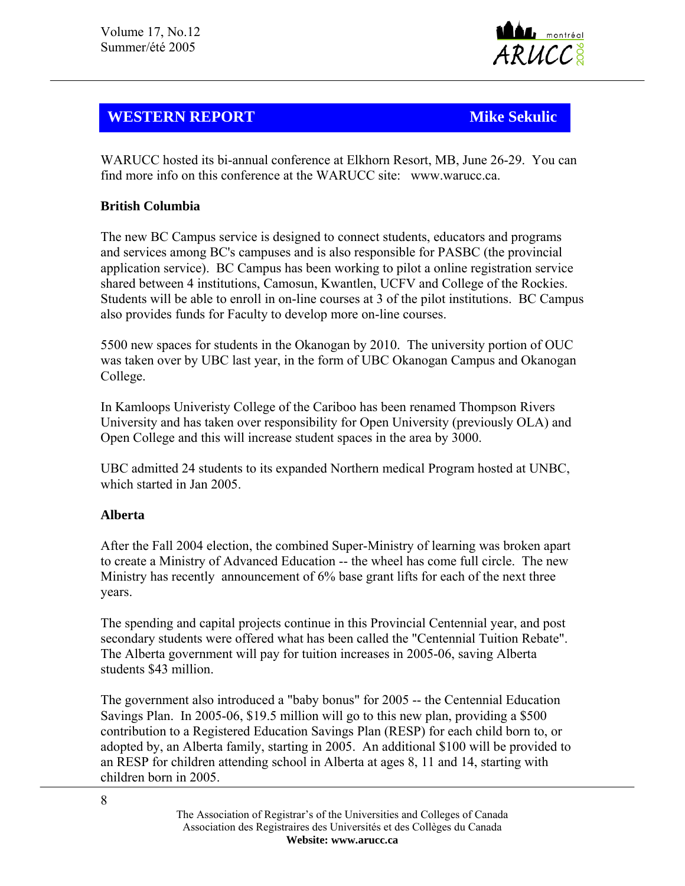## WESTERN REPORT — Mike Sekulic

WARUCC hosted its bi-annual conference at Elkhorn Resort, MB, June 26-29. You can find more info on this conference at the WARUCC site: www.warucc.ca.

**British Columbia**

The new BC Campus service is designed to connect students, educators and programs and services among BC's campuses and is also responsible for PASBC (the provincial application service). BC Campus has been working to pilot a online registration service shared between 4 institutions, Camosun, Kwantlen, UCFV and College of the Rockies. Students will be able to enroll in on-line courses at 3 of the pilot institutions. BC Campus also provides funds for Faculty to develop more on-line courses.

5500 new spaces for students in the Okanogan by 2010. The university portion of OUC was taken over by UBC last year, in the form of UBC Okanogan Campus and Okanogan College.

In Kamloops Univeristy College of the Cariboo has been renamed Thompson Rivers University and has taken over responsibility for Open University (previously OLA) and Open College and this will increase student spaces in the area by 3000.

UBC admitted 24 students to its expanded Northern medical Program hosted at UNBC, which started in Jan 2005.

**Alberta**

After the Fall 2004 election, the combined Super-Ministry of learning was broken apart to create a Ministry of Advanced Education -- the wheel has come full circle. The new Ministry has recently announcement of 6% base grant lifts for each of the next three years.

The spending and capital projects continue in this Provincial Centennial year, and post secondary students were offered what has been called the "Centennial Tuition Rebate". The Alberta government will pay for tuition increases in 2005-06, saving Alberta students $43 million.

The government also introduced a "baby bonus" for 2005 -- the Centennial Education Savings Plan. In 2005-06, $19.5 million will go to this new plan, providing a $500 contribution to a Registered Education Savings Plan (RESP) for each child born to, or adopted by, an Alberta family, starting in 2005. An additional $100 will be provided to an RESP for children attending school in Alberta at ages 8, 11 and 14, starting with children born in 2005.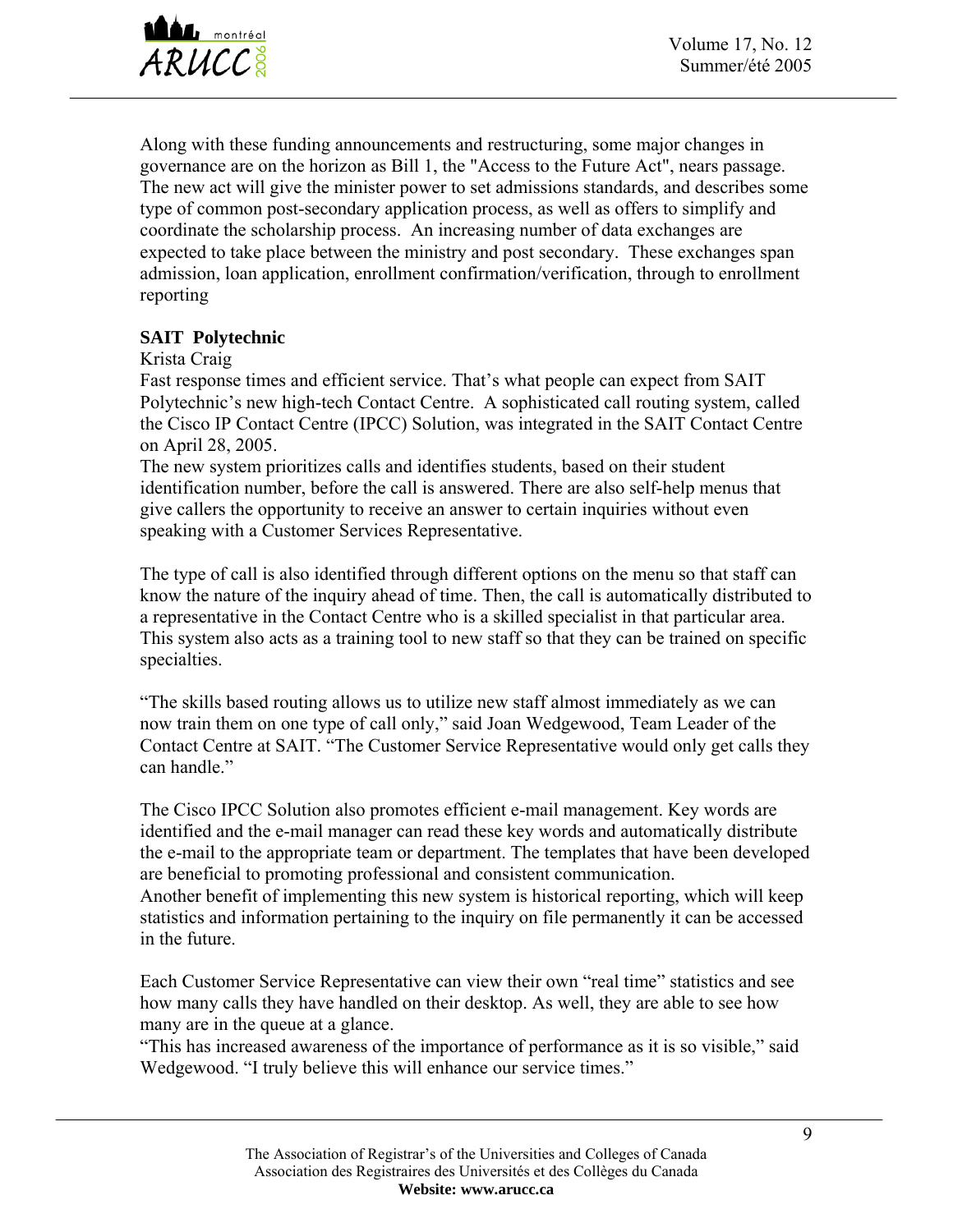Along with these funding announcements and restructuring, some major changes in governance are on the horizon as Bill 1, the "Access to the Future Act", nears passage. The new act will give the minister power to set admissions standards, and describes some type of common post-secondary application process, as well as offers to simplify and coordinate the scholarship process. An increasing number of data exchanges are expected to take place between the ministry and post secondary. These exchanges span admission, loan application, enrollment confirmation/verification, through to enrollment reporting

**SAIT Polytechnic**

Krista Craig

Fast response times and efficient service. That's what people can expect from SAIT Polytechnic's new high-tech Contact Centre. A sophisticated call routing system, called the Cisco IP Contact Centre (IPCC) Solution, was integrated in the SAIT Contact Centre on April 28, 2005.

The new system prioritizes calls and identifies students, based on their student identification number, before the call is answered. There are also self-help menus that give callers the opportunity to receive an answer to certain inquiries without even speaking with a Customer Services Representative.

The type of call is also identified through different options on the menu so that staff can know the nature of the inquiry ahead of time. Then, the call is automatically distributed to a representative in the Contact Centre who is a skilled specialist in that particular area. This system also acts as a training tool to new staff so that they can be trained on specific specialties.

"The skills based routing allows us to utilize new staff almost immediately as we can now train them on one type of call only," said Joan Wedgewood, Team Leader of the Contact Centre at SAIT. "The Customer Service Representative would only get calls they can handle."

The Cisco IPCC Solution also promotes efficient e-mail management. Key words are identified and the e-mail manager can read these key words and automatically distribute the e-mail to the appropriate team or department. The templates that have been developed are beneficial to promoting professional and consistent communication.

Another benefit of implementing this new system is historical reporting, which will keep statistics and information pertaining to the inquiry on file permanently it can be accessed in the future.

Each Customer Service Representative can view their own "real time" statistics and see how many calls they have handled on their desktop. As well, they are able to see how many are in the queue at a glance.

"This has increased awareness of the importance of performance as it is so visible," said Wedgewood. "I truly believe this will enhance our service times."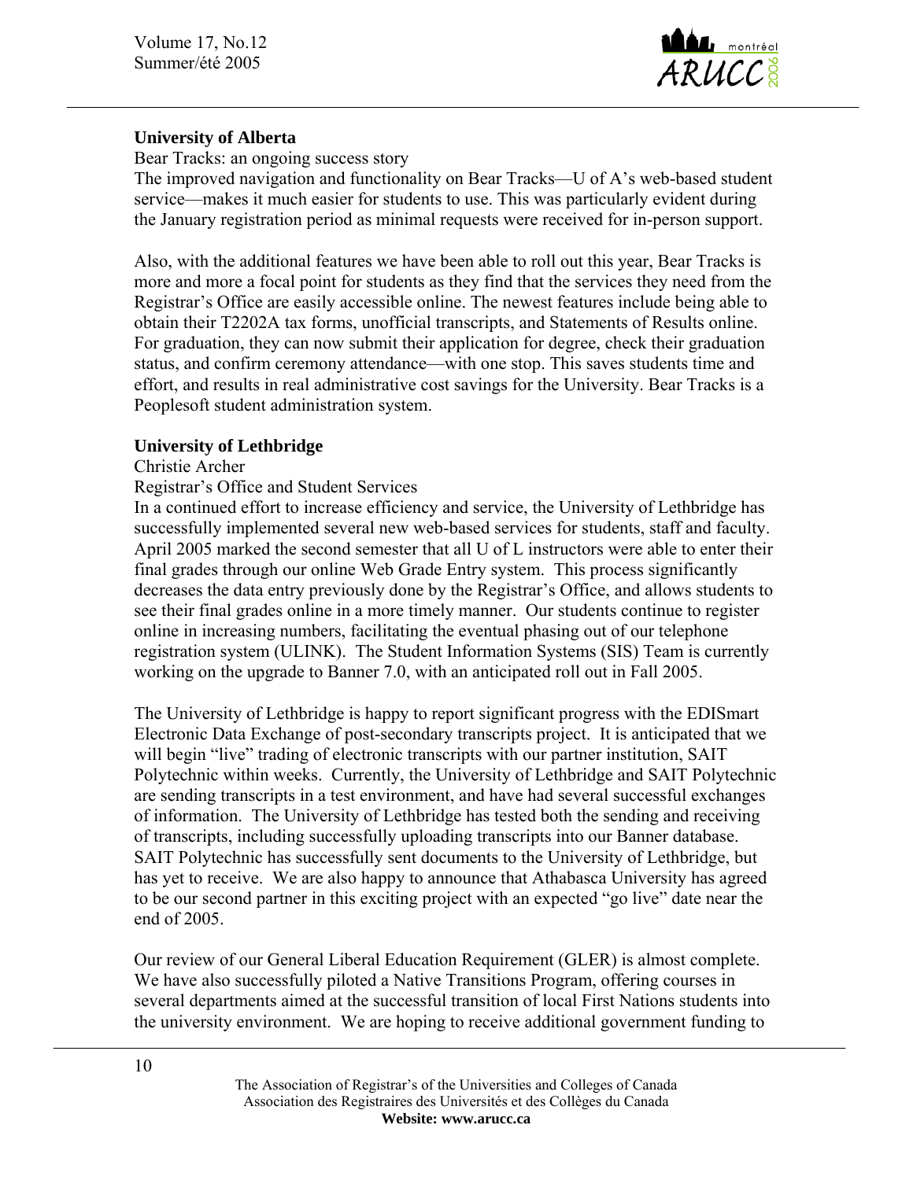**University of Alberta**

Bear Tracks: an ongoing success story

The improved navigation and functionality on Bear Tracks—U of A's web-based student service—makes it much easier for students to use. This was particularly evident during the January registration period as minimal requests were received for in-person support.

Also, with the additional features we have been able to roll out this year, Bear Tracks is more and more a focal point for students as they find that the services they need from the Registrar's Office are easily accessible online. The newest features include being able to obtain their T2202A tax forms, unofficial transcripts, and Statements of Results online. For graduation, they can now submit their application for degree, check their graduation status, and confirm ceremony attendance—with one stop. This saves students time and effort, and results in real administrative cost savings for the University. Bear Tracks is a Peoplesoft student administration system.

**University of Lethbridge**

Christie Archer

Registrar's Office and Student Services

In a continued effort to increase efficiency and service, the University of Lethbridge has successfully implemented several new web-based services for students, staff and faculty. April 2005 marked the second semester that all U of L instructors were able to enter their final grades through our online Web Grade Entry system. This process significantly decreases the data entry previously done by the Registrar's Office, and allows students to see their final grades online in a more timely manner. Our students continue to register online in increasing numbers, facilitating the eventual phasing out of our telephone registration system (ULINK). The Student Information Systems (SIS) Team is currently working on the upgrade to Banner 7.0, with an anticipated roll out in Fall 2005.

The University of Lethbridge is happy to report significant progress with the EDISmart Electronic Data Exchange of post-secondary transcripts project. It is anticipated that we will begin "live" trading of electronic transcripts with our partner institution, SAIT Polytechnic within weeks. Currently, the University of Lethbridge and SAIT Polytechnic are sending transcripts in a test environment, and have had several successful exchanges of information. The University of Lethbridge has tested both the sending and receiving of transcripts, including successfully uploading transcripts into our Banner database. SAIT Polytechnic has successfully sent documents to the University of Lethbridge, but has yet to receive. We are also happy to announce that Athabasca University has agreed to be our second partner in this exciting project with an expected "go live" date near the end of 2005.

Our review of our General Liberal Education Requirement (GLER) is almost complete. We have also successfully piloted a Native Transitions Program, offering courses in several departments aimed at the successful transition of local First Nations students into the university environment. We are hoping to receive additional government funding to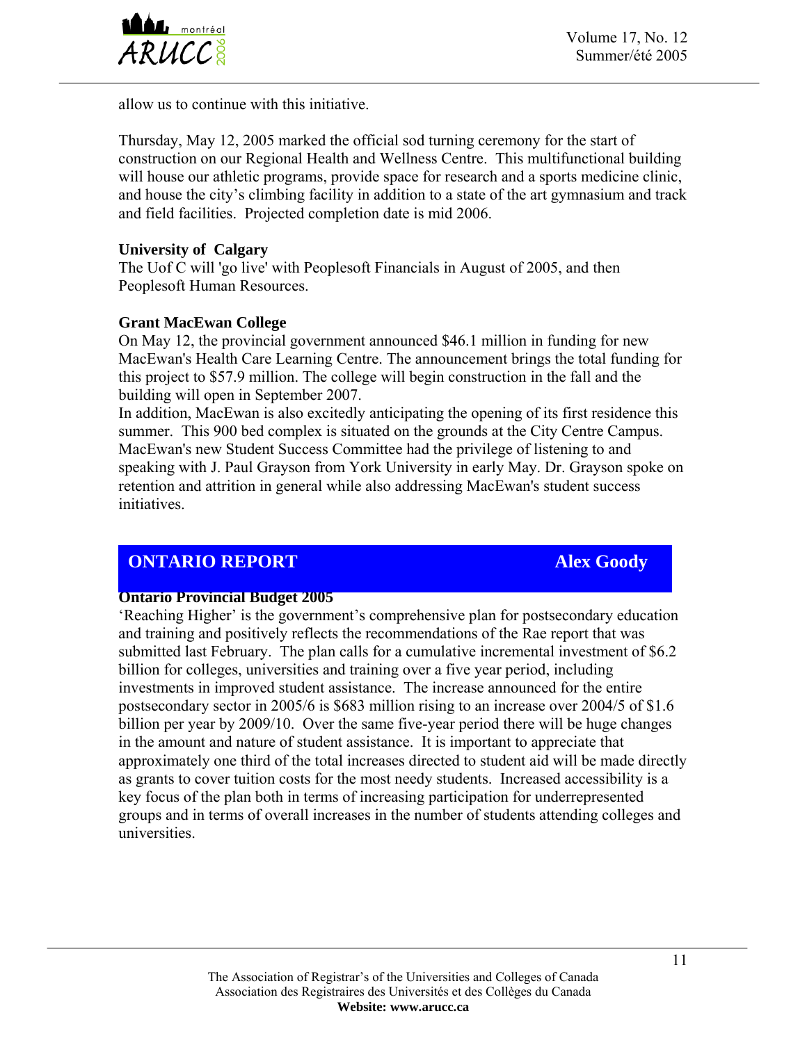allow us to continue with this initiative.

Thursday, May 12, 2005 marked the official sod turning ceremony for the start of construction on our Regional Health and Wellness Centre. This multifunctional building will house our athletic programs, provide space for research and a sports medicine clinic, and house the city's climbing facility in addition to a state of the art gymnasium and track and field facilities. Projected completion date is mid 2006.

**University of Calgary**

The Uof C will 'go live' with Peoplesoft Financials in August of 2005, and then Peoplesoft Human Resources.

**Grant MacEwan College**

On May 12, the provincial government announced $46.1 million in funding for new MacEwan's Health Care Learning Centre. The announcement brings the total funding for this project to $57.9 million. The college will begin construction in the fall and the building will open in September 2007.

In addition, MacEwan is also excitedly anticipating the opening of its first residence this summer. This 900 bed complex is situated on the grounds at the City Centre Campus. MacEwan's new Student Success Committee had the privilege of listening to and speaking with J. Paul Grayson from York University in early May. Dr. Grayson spoke on retention and attrition in general while also addressing MacEwan's student success initiatives.

## ONTARIO REPORT — Alex Goody

**Ontario Provincial Budget 2005**

'Reaching Higher' is the government's comprehensive plan for postsecondary education and training and positively reflects the recommendations of the Rae report that was submitted last February. The plan calls for a cumulative incremental investment of $6.2 billion for colleges, universities and training over a five year period, including investments in improved student assistance. The increase announced for the entire postsecondary sector in 2005/6 is $683 million rising to an increase over 2004/5 of $1.6 billion per year by 2009/10. Over the same five-year period there will be huge changes in the amount and nature of student assistance. It is important to appreciate that approximately one third of the total increases directed to student aid will be made directly as grants to cover tuition costs for the most needy students. Increased accessibility is a key focus of the plan both in terms of increasing participation for underrepresented groups and in terms of overall increases in the number of students attending colleges and universities.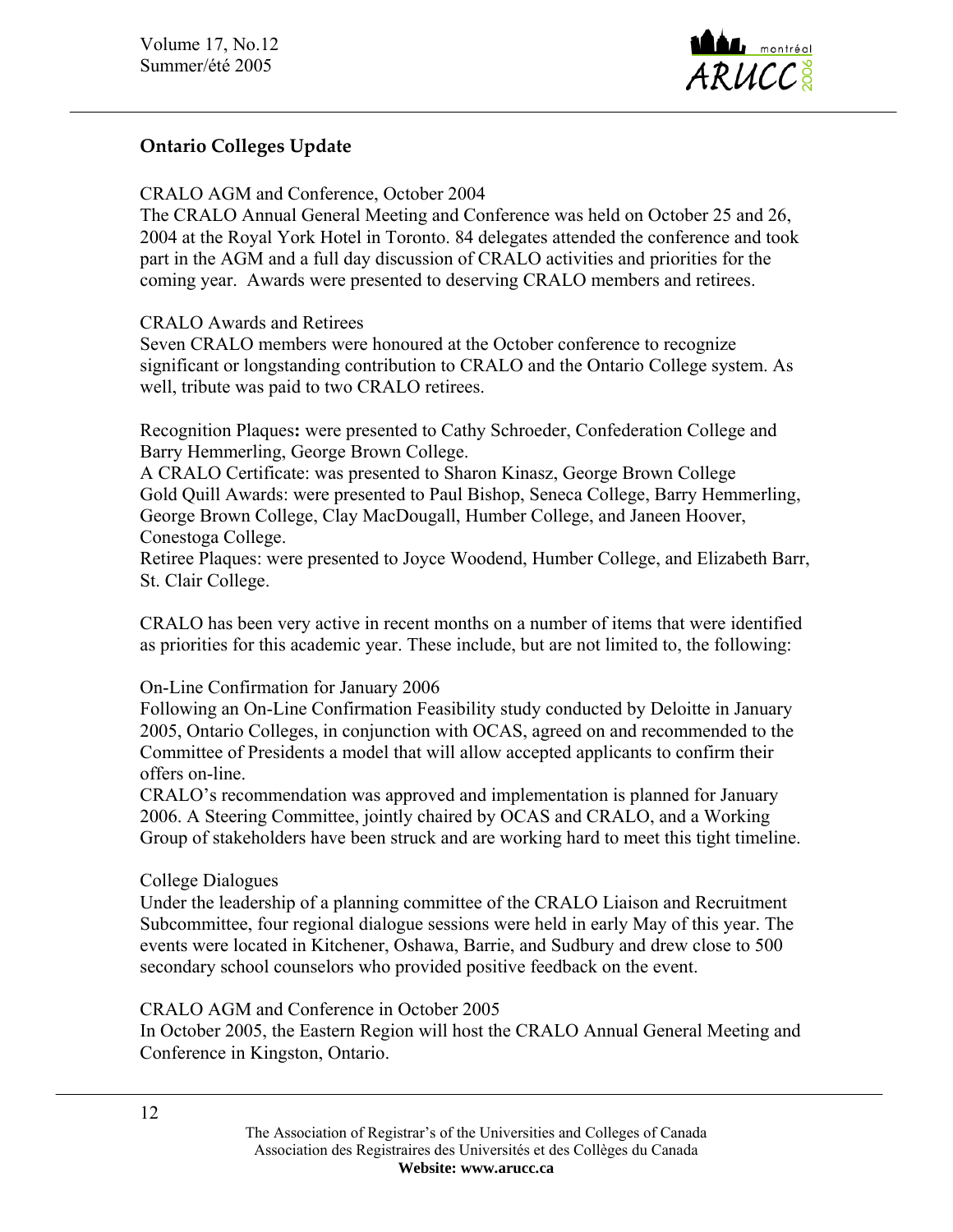## Ontario Colleges Update

CRALO AGM and Conference, October 2004

The CRALO Annual General Meeting and Conference was held on October 25 and 26, 2004 at the Royal York Hotel in Toronto. 84 delegates attended the conference and took part in the AGM and a full day discussion of CRALO activities and priorities for the coming year. Awards were presented to deserving CRALO members and retirees.

CRALO Awards and Retirees

Seven CRALO members were honoured at the October conference to recognize significant or longstanding contribution to CRALO and the Ontario College system. As well, tribute was paid to two CRALO retirees.

Recognition Plaques**:** were presented to Cathy Schroeder, Confederation College and Barry Hemmerling, George Brown College.

A CRALO Certificate: was presented to Sharon Kinasz, George Brown College

Gold Quill Awards: were presented to Paul Bishop, Seneca College, Barry Hemmerling, George Brown College, Clay MacDougall, Humber College, and Janeen Hoover, Conestoga College.

Retiree Plaques: were presented to Joyce Woodend, Humber College, and Elizabeth Barr, St. Clair College.

CRALO has been very active in recent months on a number of items that were identified as priorities for this academic year. These include, but are not limited to, the following:

On-Line Confirmation for January 2006

Following an On-Line Confirmation Feasibility study conducted by Deloitte in January 2005, Ontario Colleges, in conjunction with OCAS, agreed on and recommended to the Committee of Presidents a model that will allow accepted applicants to confirm their offers on-line.

CRALO's recommendation was approved and implementation is planned for January 2006. A Steering Committee, jointly chaired by OCAS and CRALO, and a Working Group of stakeholders have been struck and are working hard to meet this tight timeline.

College Dialogues

Under the leadership of a planning committee of the CRALO Liaison and Recruitment Subcommittee, four regional dialogue sessions were held in early May of this year. The events were located in Kitchener, Oshawa, Barrie, and Sudbury and drew close to 500 secondary school counselors who provided positive feedback on the event.

CRALO AGM and Conference in October 2005

In October 2005, the Eastern Region will host the CRALO Annual General Meeting and Conference in Kingston, Ontario.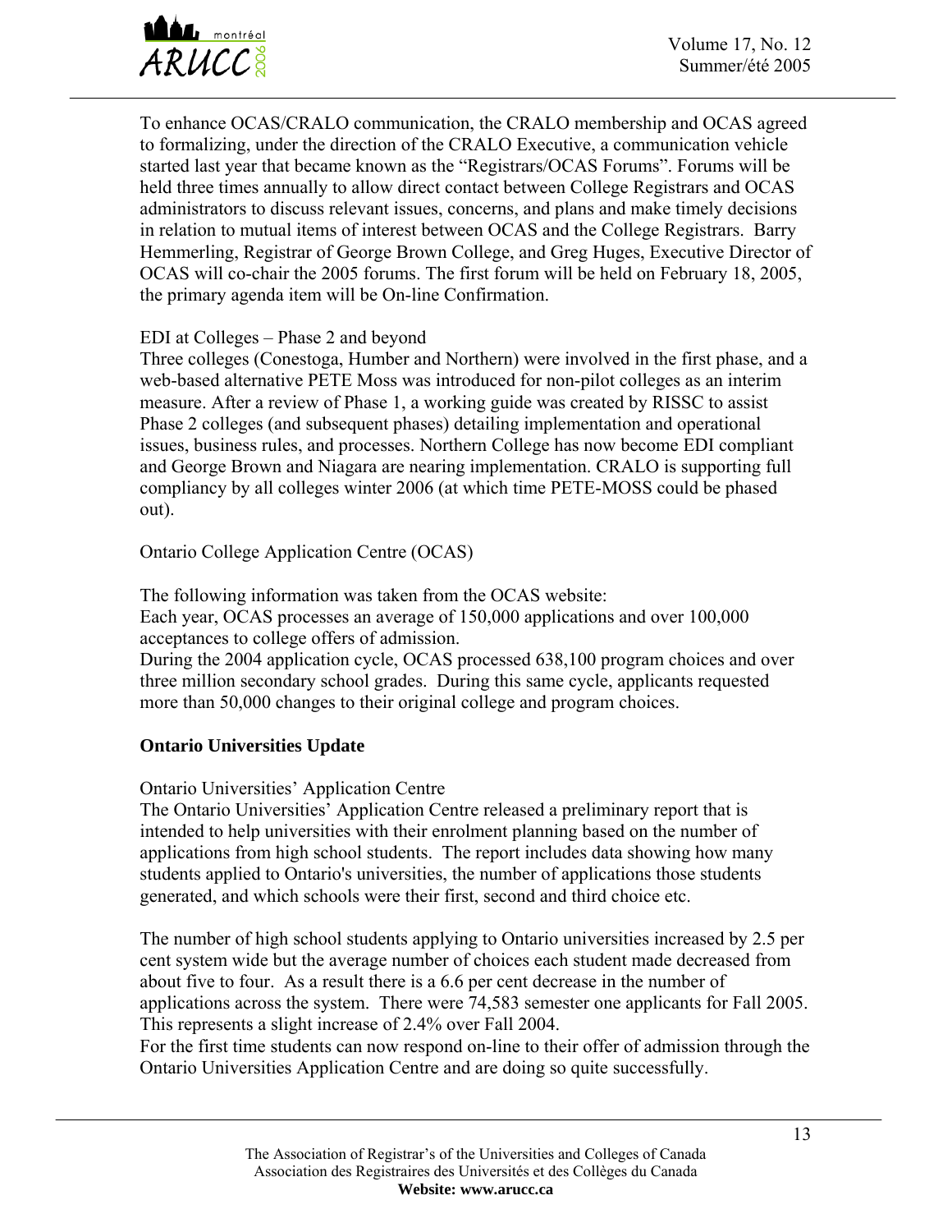To enhance OCAS/CRALO communication, the CRALO membership and OCAS agreed to formalizing, under the direction of the CRALO Executive, a communication vehicle started last year that became known as the "Registrars/OCAS Forums". Forums will be held three times annually to allow direct contact between College Registrars and OCAS administrators to discuss relevant issues, concerns, and plans and make timely decisions in relation to mutual items of interest between OCAS and the College Registrars. Barry Hemmerling, Registrar of George Brown College, and Greg Huges, Executive Director of OCAS will co-chair the 2005 forums. The first forum will be held on February 18, 2005, the primary agenda item will be On-line Confirmation.

EDI at Colleges – Phase 2 and beyond

Three colleges (Conestoga, Humber and Northern) were involved in the first phase, and a web-based alternative PETE Moss was introduced for non-pilot colleges as an interim measure. After a review of Phase 1, a working guide was created by RISSC to assist Phase 2 colleges (and subsequent phases) detailing implementation and operational issues, business rules, and processes. Northern College has now become EDI compliant and George Brown and Niagara are nearing implementation. CRALO is supporting full compliancy by all colleges winter 2006 (at which time PETE-MOSS could be phased out).

Ontario College Application Centre (OCAS)

The following information was taken from the OCAS website:
Each year, OCAS processes an average of 150,000 applications and over 100,000 acceptances to college offers of admission.
During the 2004 application cycle, OCAS processed 638,100 program choices and over three million secondary school grades. During this same cycle, applicants requested more than 50,000 changes to their original college and program choices.

**Ontario Universities Update**

Ontario Universities' Application Centre

The Ontario Universities' Application Centre released a preliminary report that is intended to help universities with their enrolment planning based on the number of applications from high school students. The report includes data showing how many students applied to Ontario's universities, the number of applications those students generated, and which schools were their first, second and third choice etc.

The number of high school students applying to Ontario universities increased by 2.5 per cent system wide but the average number of choices each student made decreased from about five to four. As a result there is a 6.6 per cent decrease in the number of applications across the system. There were 74,583 semester one applicants for Fall 2005. This represents a slight increase of 2.4% over Fall 2004.
For the first time students can now respond on-line to their offer of admission through the Ontario Universities Application Centre and are doing so quite successfully.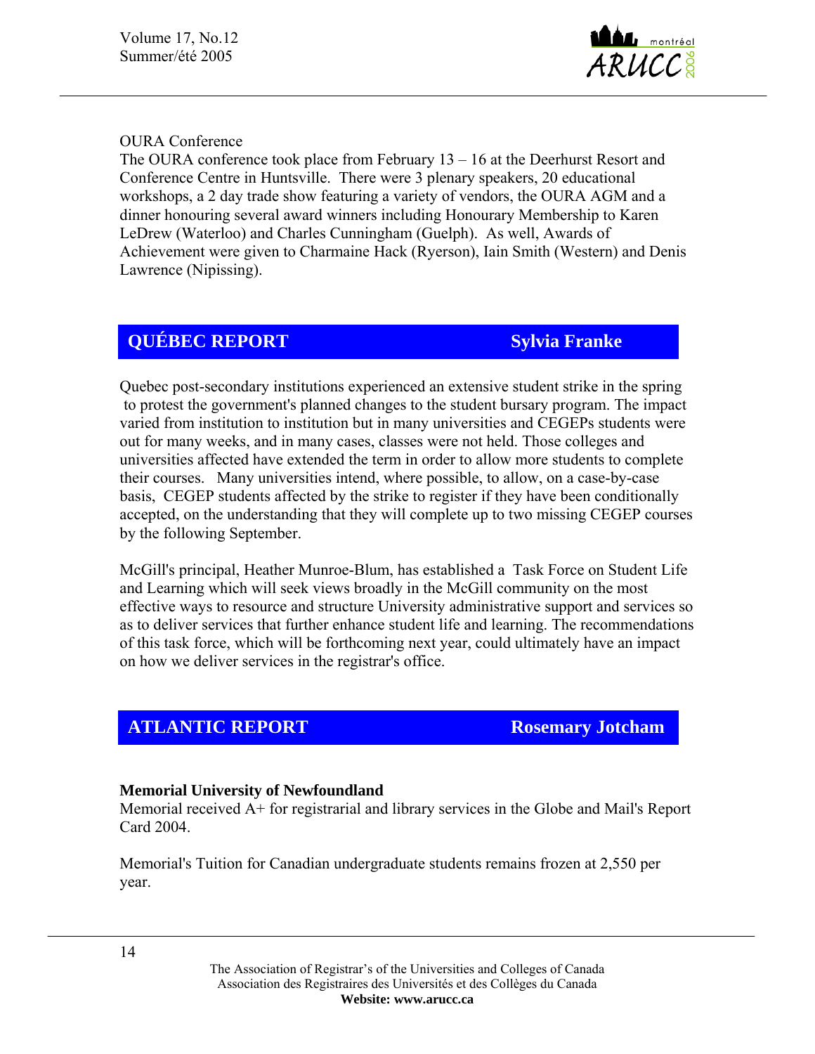OURA Conference

The OURA conference took place from February 13 – 16 at the Deerhurst Resort and Conference Centre in Huntsville. There were 3 plenary speakers, 20 educational workshops, a 2 day trade show featuring a variety of vendors, the OURA AGM and a dinner honouring several award winners including Honourary Membership to Karen LeDrew (Waterloo) and Charles Cunningham (Guelph). As well, Awards of Achievement were given to Charmaine Hack (Ryerson), Iain Smith (Western) and Denis Lawrence (Nipissing).

## QUÉBEC REPORT — Sylvia Franke

Quebec post-secondary institutions experienced an extensive student strike in the spring to protest the government's planned changes to the student bursary program. The impact varied from institution to institution but in many universities and CEGEPs students were out for many weeks, and in many cases, classes were not held. Those colleges and universities affected have extended the term in order to allow more students to complete their courses. Many universities intend, where possible, to allow, on a case-by-case basis, CEGEP students affected by the strike to register if they have been conditionally accepted, on the understanding that they will complete up to two missing CEGEP courses by the following September.

McGill's principal, Heather Munroe-Blum, has established a Task Force on Student Life and Learning which will seek views broadly in the McGill community on the most effective ways to resource and structure University administrative support and services so as to deliver services that further enhance student life and learning. The recommendations of this task force, which will be forthcoming next year, could ultimately have an impact on how we deliver services in the registrar's office.

## ATLANTIC REPORT — Rosemary Jotcham

**Memorial University of Newfoundland**

Memorial received A+ for registrarial and library services in the Globe and Mail's Report Card 2004.

Memorial's Tuition for Canadian undergraduate students remains frozen at 2,550 per year.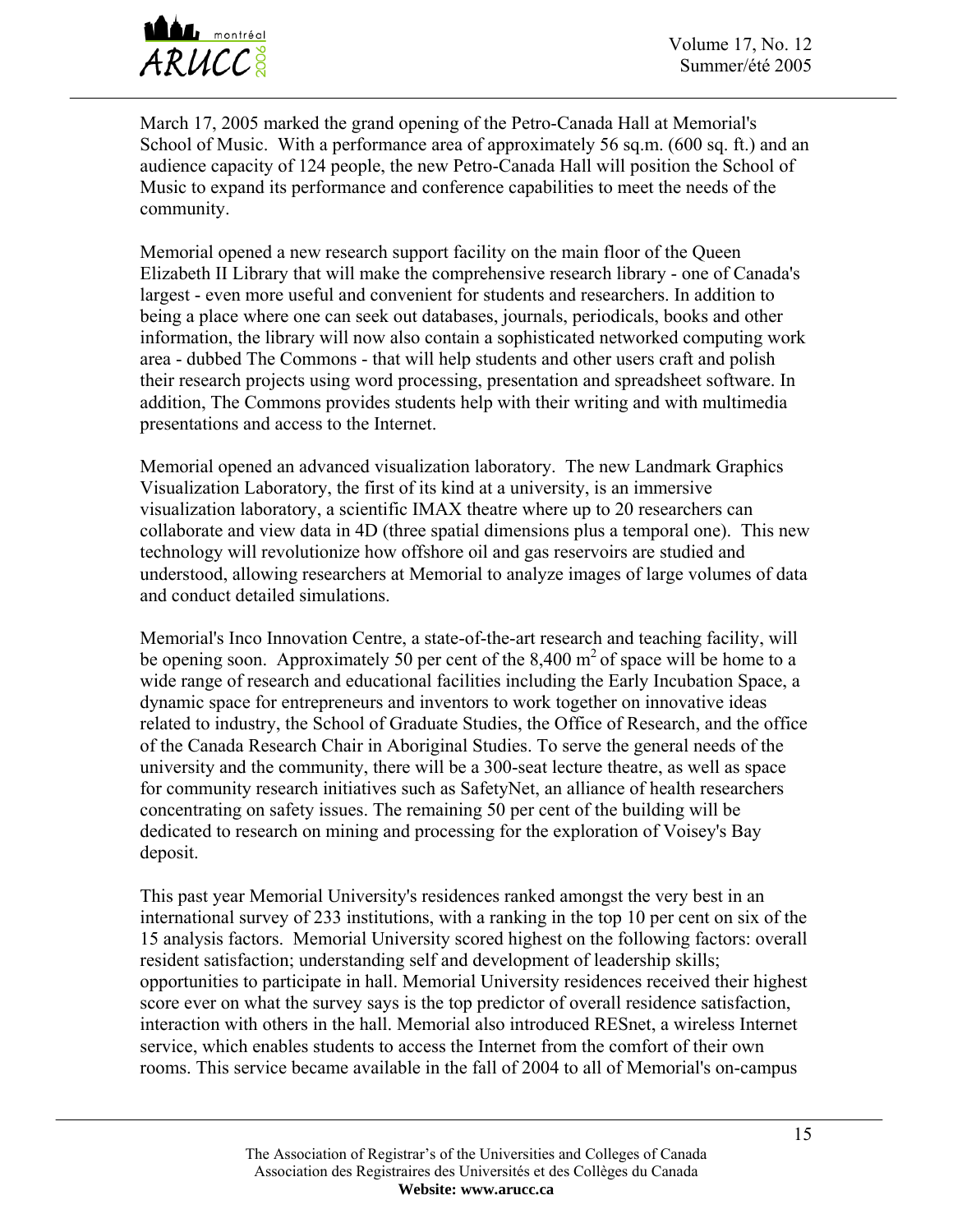March 17, 2005 marked the grand opening of the Petro-Canada Hall at Memorial's School of Music. With a performance area of approximately 56 sq.m. (600 sq. ft.) and an audience capacity of 124 people, the new Petro-Canada Hall will position the School of Music to expand its performance and conference capabilities to meet the needs of the community.

Memorial opened a new research support facility on the main floor of the Queen Elizabeth II Library that will make the comprehensive research library - one of Canada's largest - even more useful and convenient for students and researchers. In addition to being a place where one can seek out databases, journals, periodicals, books and other information, the library will now also contain a sophisticated networked computing work area - dubbed The Commons - that will help students and other users craft and polish their research projects using word processing, presentation and spreadsheet software. In addition, The Commons provides students help with their writing and with multimedia presentations and access to the Internet.

Memorial opened an advanced visualization laboratory. The new Landmark Graphics Visualization Laboratory, the first of its kind at a university, is an immersive visualization laboratory, a scientific IMAX theatre where up to 20 researchers can collaborate and view data in 4D (three spatial dimensions plus a temporal one). This new technology will revolutionize how offshore oil and gas reservoirs are studied and understood, allowing researchers at Memorial to analyze images of large volumes of data and conduct detailed simulations.

Memorial's Inco Innovation Centre, a state-of-the-art research and teaching facility, will be opening soon. Approximately 50 per cent of the 8,400 $m^2$ of space will be home to a wide range of research and educational facilities including the Early Incubation Space, a dynamic space for entrepreneurs and inventors to work together on innovative ideas related to industry, the School of Graduate Studies, the Office of Research, and the office of the Canada Research Chair in Aboriginal Studies. To serve the general needs of the university and the community, there will be a 300-seat lecture theatre, as well as space for community research initiatives such as SafetyNet, an alliance of health researchers concentrating on safety issues. The remaining 50 per cent of the building will be dedicated to research on mining and processing for the exploration of Voisey's Bay deposit.

This past year Memorial University's residences ranked amongst the very best in an international survey of 233 institutions, with a ranking in the top 10 per cent on six of the 15 analysis factors. Memorial University scored highest on the following factors: overall resident satisfaction; understanding self and development of leadership skills; opportunities to participate in hall. Memorial University residences received their highest score ever on what the survey says is the top predictor of overall residence satisfaction, interaction with others in the hall. Memorial also introduced RESnet, a wireless Internet service, which enables students to access the Internet from the comfort of their own rooms. This service became available in the fall of 2004 to all of Memorial's on-campus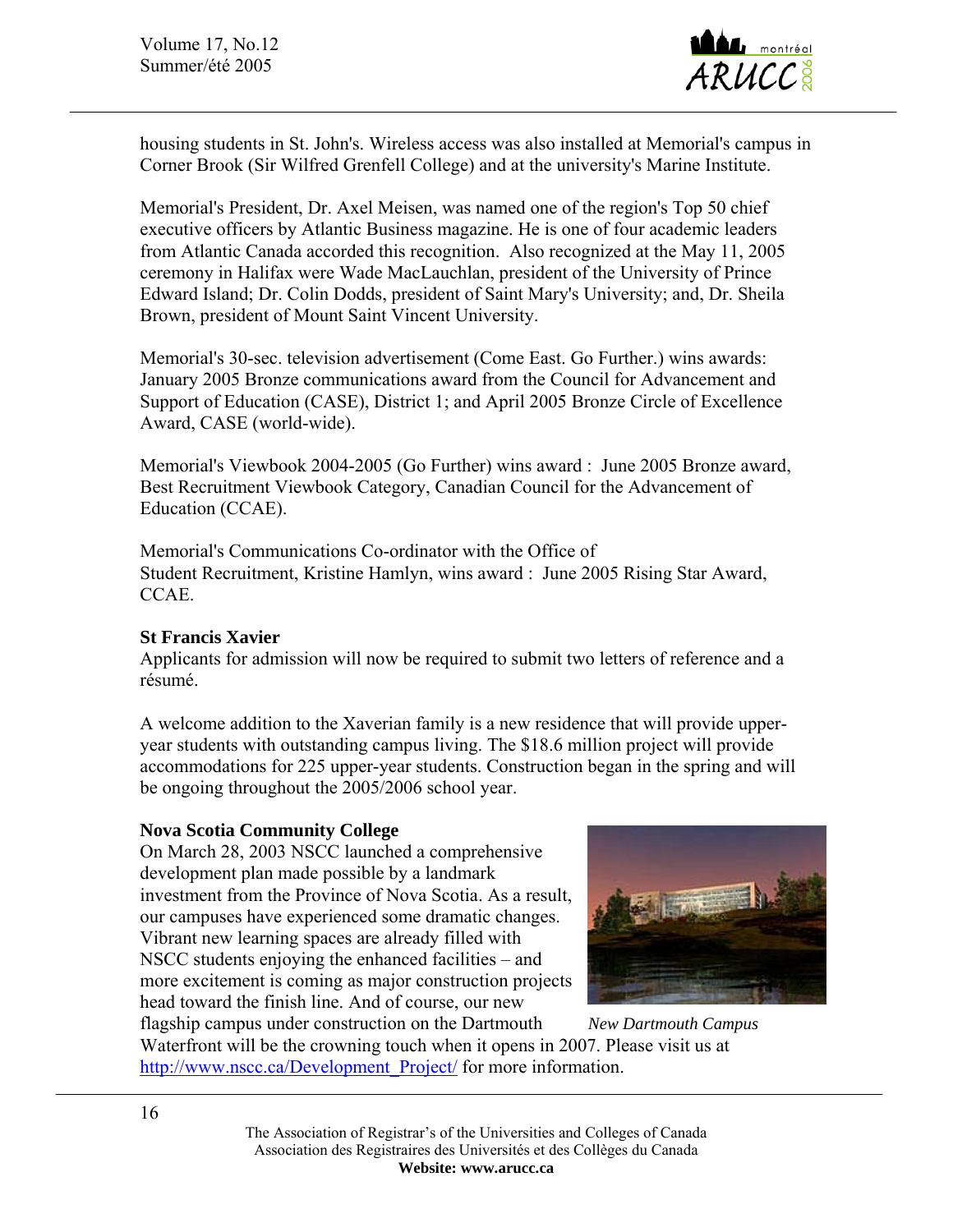housing students in St. John's. Wireless access was also installed at Memorial's campus in Corner Brook (Sir Wilfred Grenfell College) and at the university's Marine Institute.

Memorial's President, Dr. Axel Meisen, was named one of the region's Top 50 chief executive officers by Atlantic Business magazine. He is one of four academic leaders from Atlantic Canada accorded this recognition. Also recognized at the May 11, 2005 ceremony in Halifax were Wade MacLauchlan, president of the University of Prince Edward Island; Dr. Colin Dodds, president of Saint Mary's University; and, Dr. Sheila Brown, president of Mount Saint Vincent University.

Memorial's 30-sec. television advertisement (Come East. Go Further.) wins awards: January 2005 Bronze communications award from the Council for Advancement and Support of Education (CASE), District 1; and April 2005 Bronze Circle of Excellence Award, CASE (world-wide).

Memorial's Viewbook 2004-2005 (Go Further) wins award : June 2005 Bronze award, Best Recruitment Viewbook Category, Canadian Council for the Advancement of Education (CCAE).

Memorial's Communications Co-ordinator with the Office of Student Recruitment, Kristine Hamlyn, wins award : June 2005 Rising Star Award, CCAE.

**St Francis Xavier**

Applicants for admission will now be required to submit two letters of reference and a résumé.

A welcome addition to the Xaverian family is a new residence that will provide upper-year students with outstanding campus living. The $18.6 million project will provide accommodations for 225 upper-year students. Construction began in the spring and will be ongoing throughout the 2005/2006 school year.

**Nova Scotia Community College**

On March 28, 2003 NSCC launched a comprehensive development plan made possible by a landmark investment from the Province of Nova Scotia. As a result, our campuses have experienced some dramatic changes. Vibrant new learning spaces are already filled with NSCC students enjoying the enhanced facilities – and more excitement is coming as major construction projects head toward the finish line. And of course, our new flagship campus under construction on the Dartmouth Waterfront will be the crowning touch when it opens in 2007. Please visit us at http://www.nscc.ca/Development_Project/ for more information.

*New Dartmouth Campus*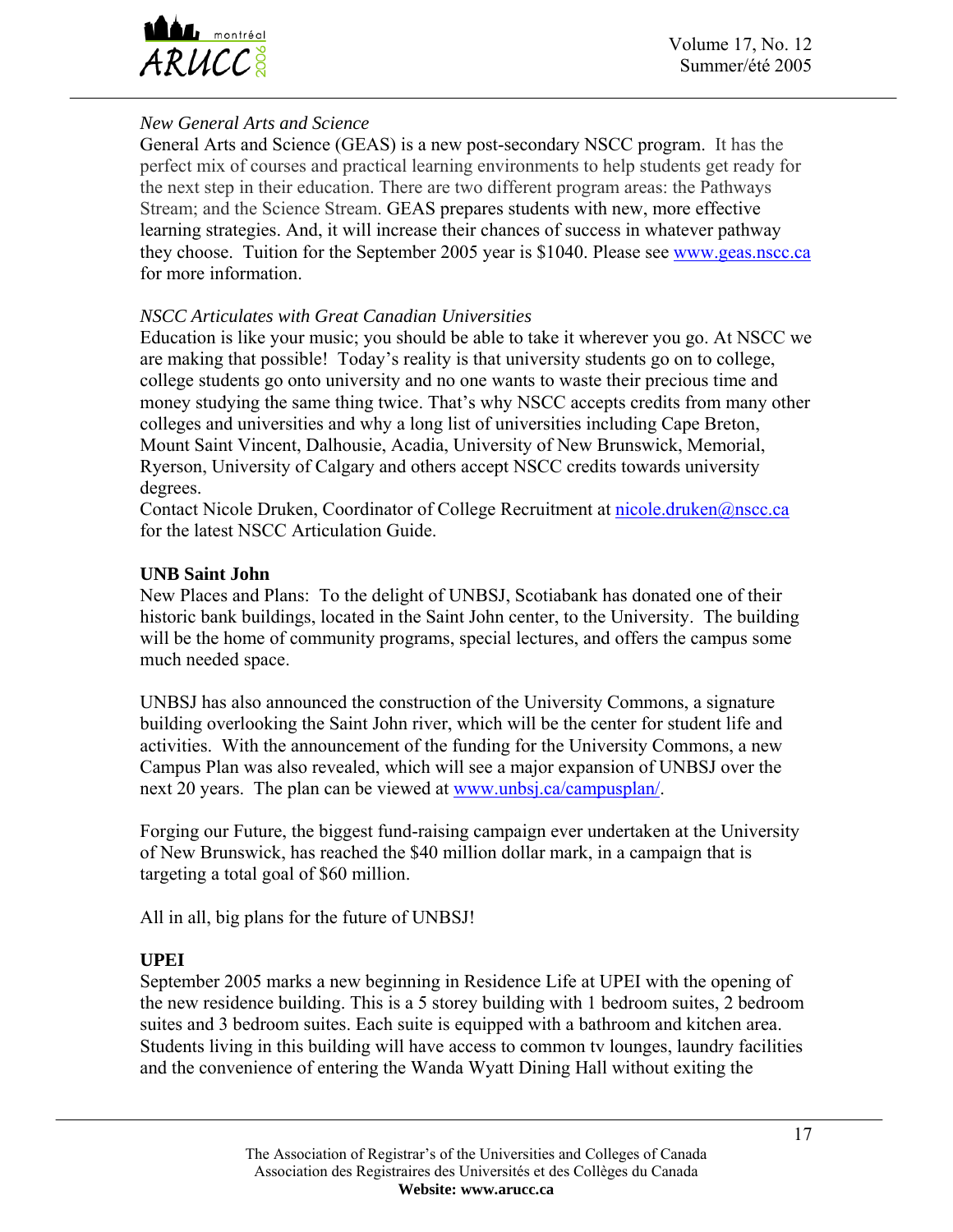*New General Arts and Science*

General Arts and Science (GEAS) is a new post-secondary NSCC program. It has the perfect mix of courses and practical learning environments to help students get ready for the next step in their education. There are two different program areas: the Pathways Stream; and the Science Stream. GEAS prepares students with new, more effective learning strategies. And, it will increase their chances of success in whatever pathway they choose. Tuition for the September 2005 year is $1040. Please see www.geas.nscc.ca for more information.

*NSCC Articulates with Great Canadian Universities*

Education is like your music; you should be able to take it wherever you go. At NSCC we are making that possible! Today's reality is that university students go on to college, college students go onto university and no one wants to waste their precious time and money studying the same thing twice. That's why NSCC accepts credits from many other colleges and universities and why a long list of universities including Cape Breton, Mount Saint Vincent, Dalhousie, Acadia, University of New Brunswick, Memorial, Ryerson, University of Calgary and others accept NSCC credits towards university degrees.

Contact Nicole Druken, Coordinator of College Recruitment at nicole.druken@nscc.ca for the latest NSCC Articulation Guide.

**UNB Saint John**

New Places and Plans: To the delight of UNBSJ, Scotiabank has donated one of their historic bank buildings, located in the Saint John center, to the University. The building will be the home of community programs, special lectures, and offers the campus some much needed space.

UNBSJ has also announced the construction of the University Commons, a signature building overlooking the Saint John river, which will be the center for student life and activities. With the announcement of the funding for the University Commons, a new Campus Plan was also revealed, which will see a major expansion of UNBSJ over the next 20 years. The plan can be viewed at www.unbsj.ca/campusplan/.

Forging our Future, the biggest fund-raising campaign ever undertaken at the University of New Brunswick, has reached the $40 million dollar mark, in a campaign that is targeting a total goal of $60 million.

All in all, big plans for the future of UNBSJ!

**UPEI**

September 2005 marks a new beginning in Residence Life at UPEI with the opening of the new residence building. This is a 5 storey building with 1 bedroom suites, 2 bedroom suites and 3 bedroom suites. Each suite is equipped with a bathroom and kitchen area. Students living in this building will have access to common tv lounges, laundry facilities and the convenience of entering the Wanda Wyatt Dining Hall without exiting the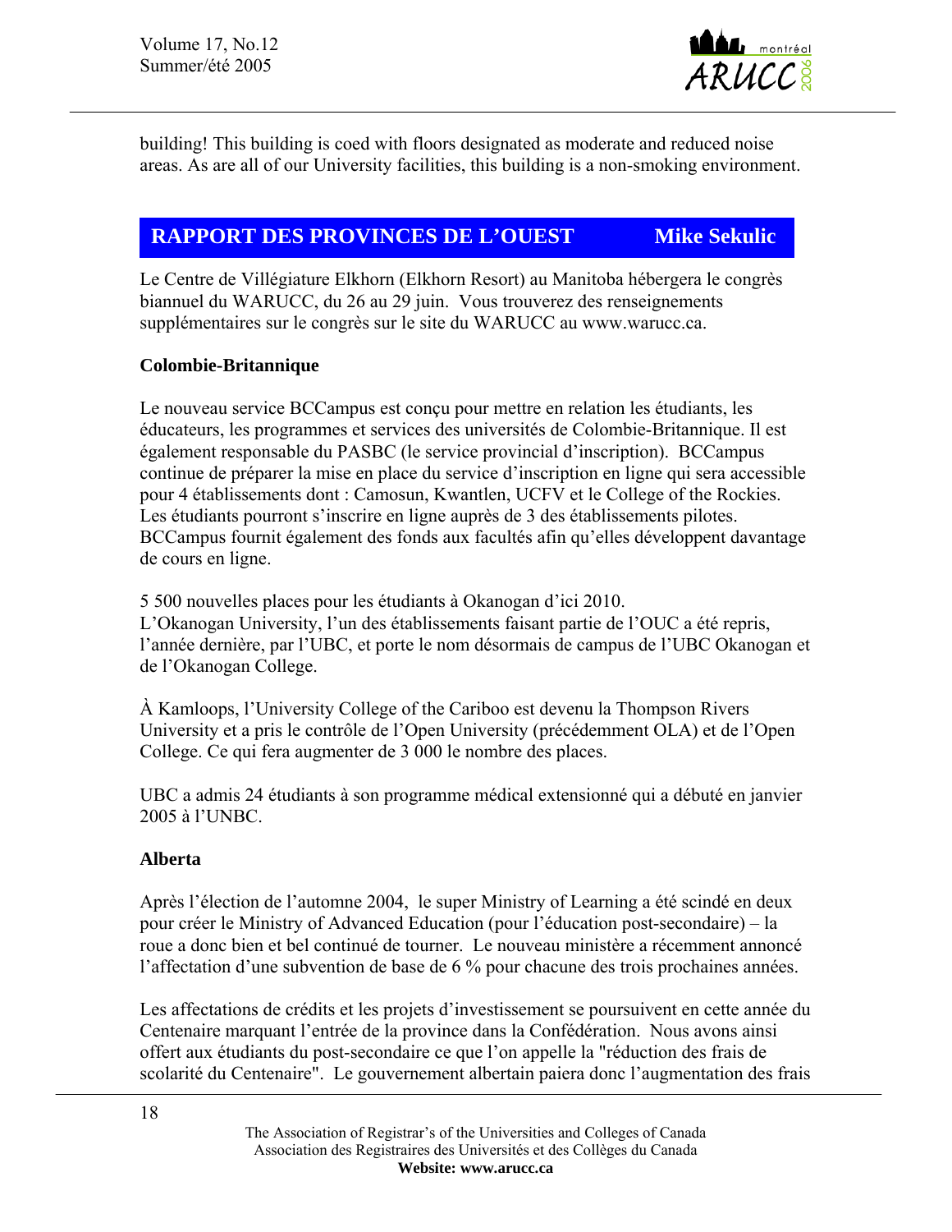building! This building is coed with floors designated as moderate and reduced noise areas. As are all of our University facilities, this building is a non-smoking environment.

## RAPPORT DES PROVINCES DE L'OUEST — Mike Sekulic

Le Centre de Villégiature Elkhorn (Elkhorn Resort) au Manitoba hébergera le congrès biannuel du WARUCC, du 26 au 29 juin. Vous trouverez des renseignements supplémentaires sur le congrès sur le site du WARUCC au www.warucc.ca.

### Colombie-Britannique

Le nouveau service BCCampus est conçu pour mettre en relation les étudiants, les éducateurs, les programmes et services des universités de Colombie-Britannique. Il est également responsable du PASBC (le service provincial d'inscription). BCCampus continue de préparer la mise en place du service d'inscription en ligne qui sera accessible pour 4 établissements dont : Camosun, Kwantlen, UCFV et le College of the Rockies. Les étudiants pourront s'inscrire en ligne auprès de 3 des établissements pilotes. BCCampus fournit également des fonds aux facultés afin qu'elles développent davantage de cours en ligne.

5 500 nouvelles places pour les étudiants à Okanogan d'ici 2010.
L'Okanogan University, l'un des établissements faisant partie de l'OUC a été repris, l'année dernière, par l'UBC, et porte le nom désormais de campus de l'UBC Okanogan et de l'Okanogan College.

À Kamloops, l'University College of the Cariboo est devenu la Thompson Rivers University et a pris le contrôle de l'Open University (précédemment OLA) et de l'Open College. Ce qui fera augmenter de 3 000 le nombre des places.

UBC a admis 24 étudiants à son programme médical extensionné qui a débuté en janvier 2005 à l'UNBC.

### Alberta

Après l'élection de l'automne 2004, le super Ministry of Learning a été scindé en deux pour créer le Ministry of Advanced Education (pour l'éducation post-secondaire) – la roue a donc bien et bel continué de tourner. Le nouveau ministère a récemment annoncé l'affectation d'une subvention de base de 6 % pour chacune des trois prochaines années.

Les affectations de crédits et les projets d'investissement se poursuivent en cette année du Centenaire marquant l'entrée de la province dans la Confédération. Nous avons ainsi offert aux étudiants du post-secondaire ce que l'on appelle la "réduction des frais de scolarité du Centenaire". Le gouvernement albertain paiera donc l'augmentation des frais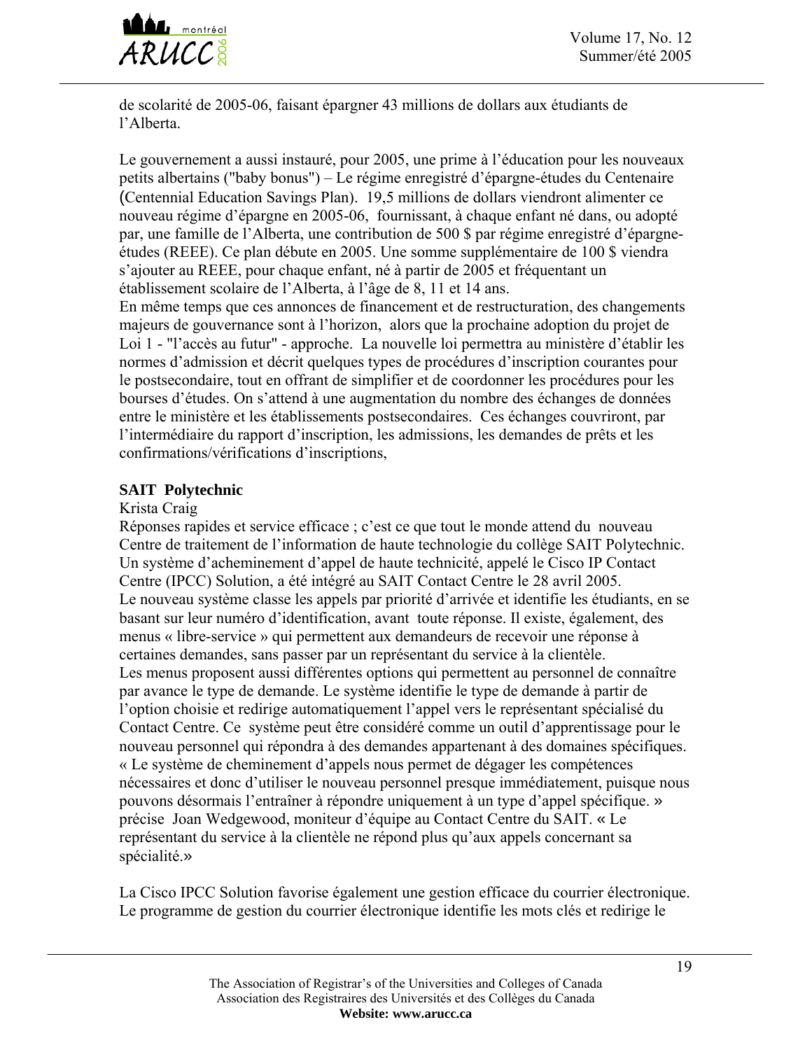de scolarité de 2005-06, faisant épargner 43 millions de dollars aux étudiants de l'Alberta.

Le gouvernement a aussi instauré, pour 2005, une prime à l'éducation pour les nouveaux petits albertains ("baby bonus") – Le régime enregistré d'épargne-études du Centenaire (Centennial Education Savings Plan). 19,5 millions de dollars viendront alimenter ce nouveau régime d'épargne en 2005-06, fournissant, à chaque enfant né dans, ou adopté par, une famille de l'Alberta, une contribution de 500 $ par régime enregistré d'épargne-études (REEE). Ce plan débute en 2005. Une somme supplémentaire de 100 $ viendra s'ajouter au REEE, pour chaque enfant, né à partir de 2005 et fréquentant un établissement scolaire de l'Alberta, à l'âge de 8, 11 et 14 ans.
En même temps que ces annonces de financement et de restructuration, des changements majeurs de gouvernance sont à l'horizon, alors que la prochaine adoption du projet de Loi 1 - "l'accès au futur" - approche. La nouvelle loi permettra au ministère d'établir les normes d'admission et décrit quelques types de procédures d'inscription courantes pour le postsecondaire, tout en offrant de simplifier et de coordonner les procédures pour les bourses d'études. On s'attend à une augmentation du nombre des échanges de données entre le ministère et les établissements postsecondaires. Ces échanges couvriront, par l'intermédiaire du rapport d'inscription, les admissions, les demandes de prêts et les confirmations/vérifications d'inscriptions,

**SAIT Polytechnic**

Krista Craig

Réponses rapides et service efficace ; c'est ce que tout le monde attend du nouveau Centre de traitement de l'information de haute technologie du collège SAIT Polytechnic. Un système d'acheminement d'appel de haute technicité, appelé le Cisco IP Contact Centre (IPCC) Solution, a été intégré au SAIT Contact Centre le 28 avril 2005.
Le nouveau système classe les appels par priorité d'arrivée et identifie les étudiants, en se basant sur leur numéro d'identification, avant toute réponse. Il existe, également, des menus « libre-service » qui permettent aux demandeurs de recevoir une réponse à certaines demandes, sans passer par un représentant du service à la clientèle.
Les menus proposent aussi différentes options qui permettent au personnel de connaître par avance le type de demande. Le système identifie le type de demande à partir de l'option choisie et redirige automatiquement l'appel vers le représentant spécialisé du Contact Centre. Ce système peut être considéré comme un outil d'apprentissage pour le nouveau personnel qui répondra à des demandes appartenant à des domaines spécifiques. « Le système de cheminement d'appels nous permet de dégager les compétences nécessaires et donc d'utiliser le nouveau personnel presque immédiatement, puisque nous pouvons désormais l'entraîner à répondre uniquement à un type d'appel spécifique. » précise Joan Wedgewood, moniteur d'équipe au Contact Centre du SAIT. « Le représentant du service à la clientèle ne répond plus qu'aux appels concernant sa spécialité.»

La Cisco IPCC Solution favorise également une gestion efficace du courrier électronique. Le programme de gestion du courrier électronique identifie les mots clés et redirige le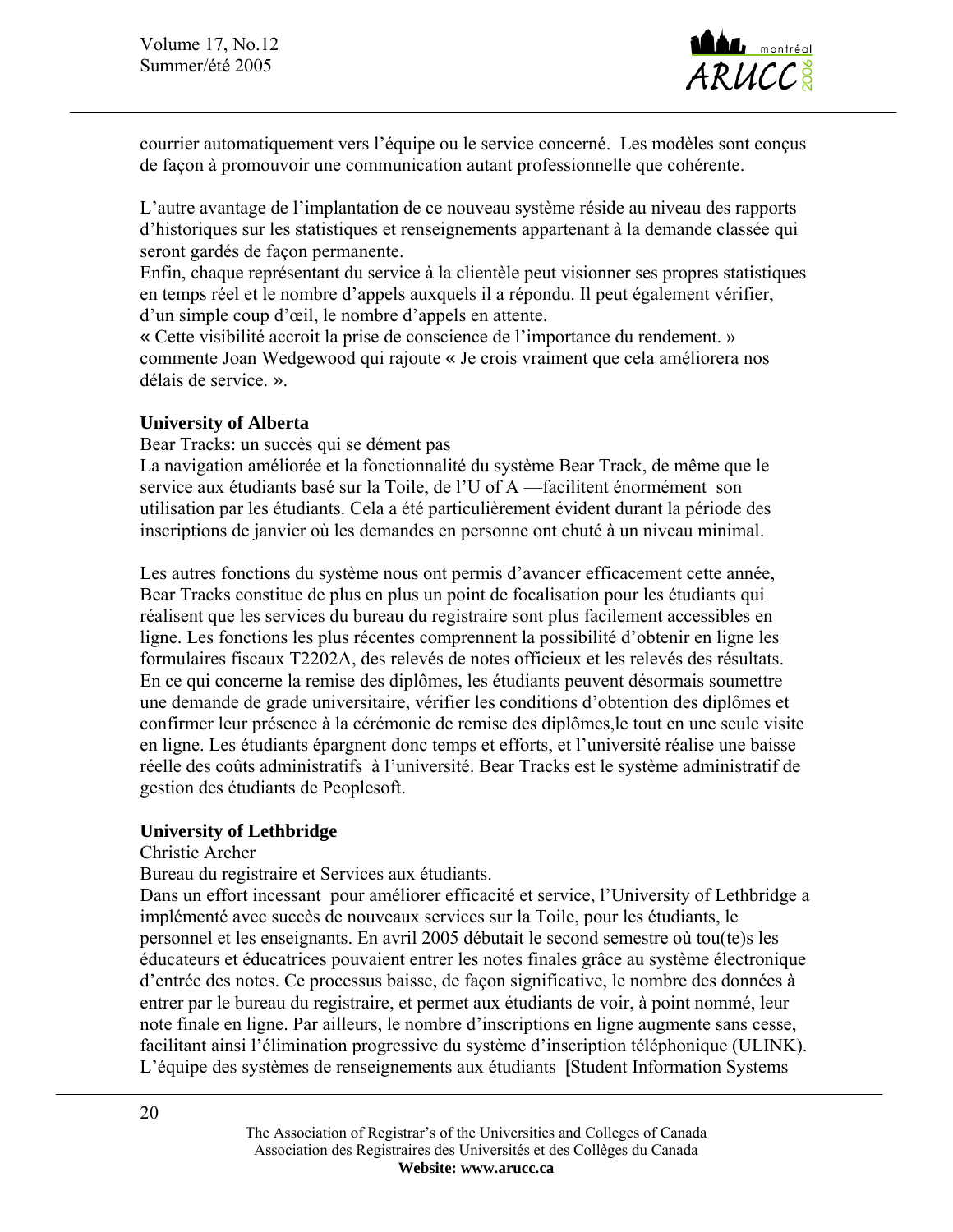courrier automatiquement vers l'équipe ou le service concerné. Les modèles sont conçus de façon à promouvoir une communication autant professionnelle que cohérente.

L'autre avantage de l'implantation de ce nouveau système réside au niveau des rapports d'historiques sur les statistiques et renseignements appartenant à la demande classée qui seront gardés de façon permanente.
Enfin, chaque représentant du service à la clientèle peut visionner ses propres statistiques en temps réel et le nombre d'appels auxquels il a répondu. Il peut également vérifier, d'un simple coup d'œil, le nombre d'appels en attente.
« Cette visibilité accroit la prise de conscience de l'importance du rendement. » commente Joan Wedgewood qui rajoute « Je crois vraiment que cela améliorera nos délais de service. ».

**University of Alberta**

Bear Tracks: un succès qui se dément pas
La navigation améliorée et la fonctionnalité du système Bear Track, de même que le service aux étudiants basé sur la Toile, de l'U of A —facilitent énormément son utilisation par les étudiants. Cela a été particulièrement évident durant la période des inscriptions de janvier où les demandes en personne ont chuté à un niveau minimal.

Les autres fonctions du système nous ont permis d'avancer efficacement cette année, Bear Tracks constitue de plus en plus un point de focalisation pour les étudiants qui réalisent que les services du bureau du registraire sont plus facilement accessibles en ligne. Les fonctions les plus récentes comprennent la possibilité d'obtenir en ligne les formulaires fiscaux T2202A, des relevés de notes officieux et les relevés des résultats. En ce qui concerne la remise des diplômes, les étudiants peuvent désormais soumettre une demande de grade universitaire, vérifier les conditions d'obtention des diplômes et confirmer leur présence à la cérémonie de remise des diplômes,le tout en une seule visite en ligne. Les étudiants épargnent donc temps et efforts, et l'université réalise une baisse réelle des coûts administratifs à l'université. Bear Tracks est le système administratif de gestion des étudiants de Peoplesoft.

**University of Lethbridge**

Christie Archer
Bureau du registraire et Services aux étudiants.
Dans un effort incessant pour améliorer efficacité et service, l'University of Lethbridge a implémenté avec succès de nouveaux services sur la Toile, pour les étudiants, le personnel et les enseignants. En avril 2005 débutait le second semestre où tou(te)s les éducateurs et éducatrices pouvaient entrer les notes finales grâce au système électronique d'entrée des notes. Ce processus baisse, de façon significative, le nombre des données à entrer par le bureau du registraire, et permet aux étudiants de voir, à point nommé, leur note finale en ligne. Par ailleurs, le nombre d'inscriptions en ligne augmente sans cesse, facilitant ainsi l'élimination progressive du système d'inscription téléphonique (ULINK). L'équipe des systèmes de renseignements aux étudiants [Student Information Systems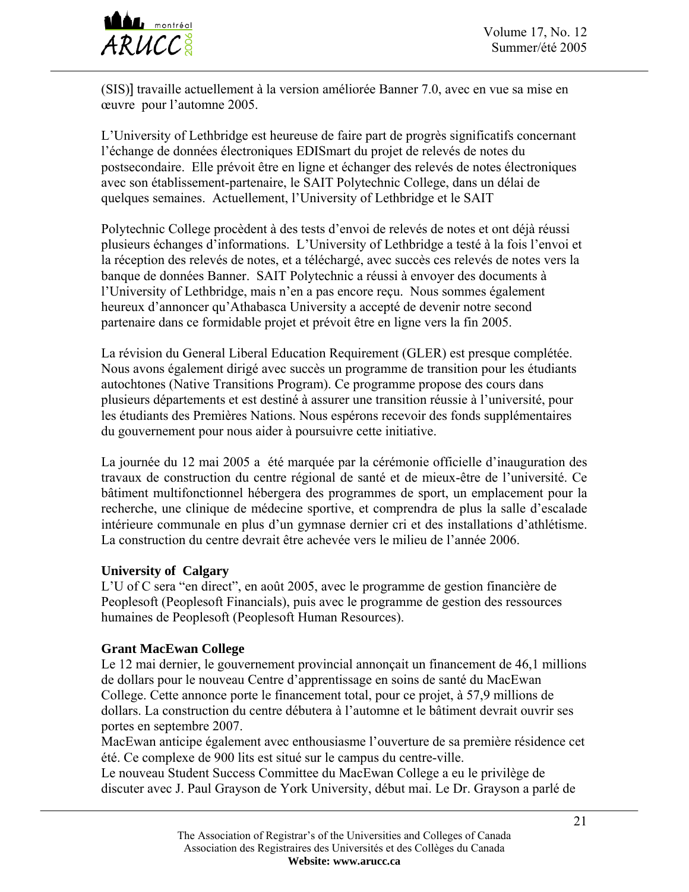(SIS)] travaille actuellement à la version améliorée Banner 7.0, avec en vue sa mise en œuvre pour l'automne 2005.

L'University of Lethbridge est heureuse de faire part de progrès significatifs concernant l'échange de données électroniques EDISmart du projet de relevés de notes du postsecondaire. Elle prévoit être en ligne et échanger des relevés de notes électroniques avec son établissement-partenaire, le SAIT Polytechnic College, dans un délai de quelques semaines. Actuellement, l'University of Lethbridge et le SAIT

Polytechnic College procèdent à des tests d'envoi de relevés de notes et ont déjà réussi plusieurs échanges d'informations. L'University of Lethbridge a testé à la fois l'envoi et la réception des relevés de notes, et a téléchargé, avec succès ces relevés de notes vers la banque de données Banner. SAIT Polytechnic a réussi à envoyer des documents à l'University of Lethbridge, mais n'en a pas encore reçu. Nous sommes également heureux d'annoncer qu'Athabasca University a accepté de devenir notre second partenaire dans ce formidable projet et prévoit être en ligne vers la fin 2005.

La révision du General Liberal Education Requirement (GLER) est presque complétée. Nous avons également dirigé avec succès un programme de transition pour les étudiants autochtones (Native Transitions Program). Ce programme propose des cours dans plusieurs départements et est destiné à assurer une transition réussie à l'université, pour les étudiants des Premières Nations. Nous espérons recevoir des fonds supplémentaires du gouvernement pour nous aider à poursuivre cette initiative.

La journée du 12 mai 2005 a été marquée par la cérémonie officielle d'inauguration des travaux de construction du centre régional de santé et de mieux-être de l'université. Ce bâtiment multifonctionnel hébergera des programmes de sport, un emplacement pour la recherche, une clinique de médecine sportive, et comprendra de plus la salle d'escalade intérieure communale en plus d'un gymnase dernier cri et des installations d'athlétisme. La construction du centre devrait être achevée vers le milieu de l'année 2006.

**University of Calgary**
L'U of C sera "en direct", en août 2005, avec le programme de gestion financière de Peoplesoft (Peoplesoft Financials), puis avec le programme de gestion des ressources humaines de Peoplesoft (Peoplesoft Human Resources).

**Grant MacEwan College**
Le 12 mai dernier, le gouvernement provincial annonçait un financement de 46,1 millions de dollars pour le nouveau Centre d'apprentissage en soins de santé du MacEwan College. Cette annonce porte le financement total, pour ce projet, à 57,9 millions de dollars. La construction du centre débutera à l'automne et le bâtiment devrait ouvrir ses portes en septembre 2007.
MacEwan anticipe également avec enthousiasme l'ouverture de sa première résidence cet été. Ce complexe de 900 lits est situé sur le campus du centre-ville.
Le nouveau Student Success Committee du MacEwan College a eu le privilège de discuter avec J. Paul Grayson de York University, début mai. Le Dr. Grayson a parlé de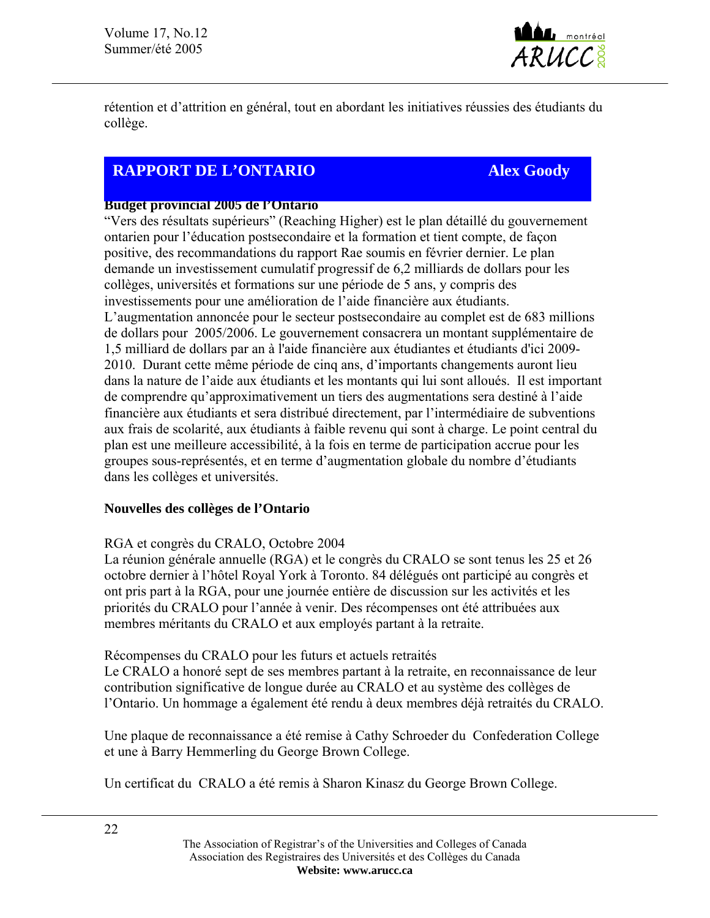rétention et d'attrition en général, tout en abordant les initiatives réussies des étudiants du collège.

## RAPPORT DE L'ONTARIO — Alex Goody

**Budget provincial 2005 de l'Ontario**

"Vers des résultats supérieurs" (Reaching Higher) est le plan détaillé du gouvernement ontarien pour l'éducation postsecondaire et la formation et tient compte, de façon positive, des recommandations du rapport Rae soumis en février dernier. Le plan demande un investissement cumulatif progressif de 6,2 milliards de dollars pour les collèges, universités et formations sur une période de 5 ans, y compris des investissements pour une amélioration de l'aide financière aux étudiants. L'augmentation annoncée pour le secteur postsecondaire au complet est de 683 millions de dollars pour 2005/2006. Le gouvernement consacrera un montant supplémentaire de 1,5 milliard de dollars par an à l'aide financière aux étudiantes et étudiants d'ici 2009-2010. Durant cette même période de cinq ans, d'importants changements auront lieu dans la nature de l'aide aux étudiants et les montants qui lui sont alloués. Il est important de comprendre qu'approximativement un tiers des augmentations sera destiné à l'aide financière aux étudiants et sera distribué directement, par l'intermédiaire de subventions aux frais de scolarité, aux étudiants à faible revenu qui sont à charge. Le point central du plan est une meilleure accessibilité, à la fois en terme de participation accrue pour les groupes sous-représentés, et en terme d'augmentation globale du nombre d'étudiants dans les collèges et universités.

**Nouvelles des collèges de l'Ontario**

RGA et congrès du CRALO, Octobre 2004

La réunion générale annuelle (RGA) et le congrès du CRALO se sont tenus les 25 et 26 octobre dernier à l'hôtel Royal York à Toronto. 84 délégués ont participé au congrès et ont pris part à la RGA, pour une journée entière de discussion sur les activités et les priorités du CRALO pour l'année à venir. Des récompenses ont été attribuées aux membres méritants du CRALO et aux employés partant à la retraite.

Récompenses du CRALO pour les futurs et actuels retraités

Le CRALO a honoré sept de ses membres partant à la retraite, en reconnaissance de leur contribution significative de longue durée au CRALO et au système des collèges de l'Ontario. Un hommage a également été rendu à deux membres déjà retraités du CRALO.

Une plaque de reconnaissance a été remise à Cathy Schroeder du Confederation College et une à Barry Hemmerling du George Brown College.

Un certificat du CRALO a été remis à Sharon Kinasz du George Brown College.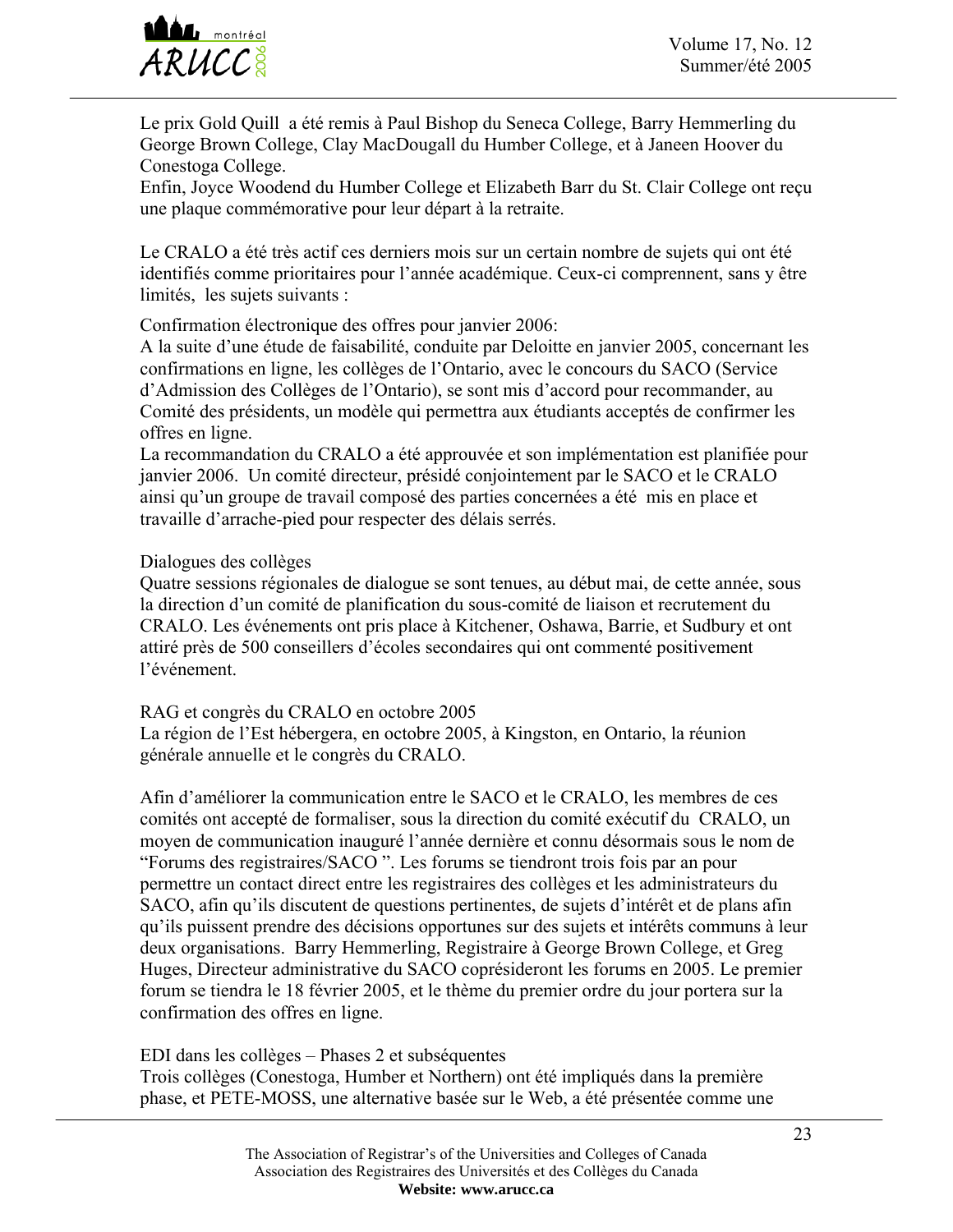Le prix Gold Quill  a été remis à Paul Bishop du Seneca College, Barry Hemmerling du George Brown College, Clay MacDougall du Humber College, et à Janeen Hoover du Conestoga College.
Enfin, Joyce Woodend du Humber College et Elizabeth Barr du St. Clair College ont reçu une plaque commémorative pour leur départ à la retraite.

Le CRALO a été très actif ces derniers mois sur un certain nombre de sujets qui ont été identifiés comme prioritaires pour l'année académique. Ceux-ci comprennent, sans y être limités,  les sujets suivants :

Confirmation électronique des offres pour janvier 2006:
A la suite d'une étude de faisabilité, conduite par Deloitte en janvier 2005, concernant les confirmations en ligne, les collèges de l'Ontario, avec le concours du SACO (Service d'Admission des Collèges de l'Ontario), se sont mis d'accord pour recommander, au Comité des présidents, un modèle qui permettra aux étudiants acceptés de confirmer les offres en ligne.
La recommandation du CRALO a été approuvée et son implémentation est planifiée pour janvier 2006.  Un comité directeur, présidé conjointement par le SACO et le CRALO ainsi qu'un groupe de travail composé des parties concernées a été  mis en place et travaille d'arrache-pied pour respecter des délais serrés.

Dialogues des collèges
Quatre sessions régionales de dialogue se sont tenues, au début mai, de cette année, sous la direction d'un comité de planification du sous-comité de liaison et recrutement du CRALO. Les événements ont pris place à Kitchener, Oshawa, Barrie, et Sudbury et ont attiré près de 500 conseillers d'écoles secondaires qui ont commenté positivement l'événement.

RAG et congrès du CRALO en octobre 2005
La région de l'Est hébergera, en octobre 2005, à Kingston, en Ontario, la réunion générale annuelle et le congrès du CRALO.

Afin d'améliorer la communication entre le SACO et le CRALO, les membres de ces comités ont accepté de formaliser, sous la direction du comité exécutif du  CRALO, un moyen de communication inauguré l'année dernière et connu désormais sous le nom de "Forums des registraires/SACO ". Les forums se tiendront trois fois par an pour permettre un contact direct entre les registraires des collèges et les administrateurs du SACO, afin qu'ils discutent de questions pertinentes, de sujets d'intérêt et de plans afin qu'ils puissent prendre des décisions opportunes sur des sujets et intérêts communs à leur deux organisations.  Barry Hemmerling, Registraire à George Brown College, et Greg Huges, Directeur administrative du SACO coprésideront les forums en 2005. Le premier forum se tiendra le 18 février 2005, et le thème du premier ordre du jour portera sur la confirmation des offres en ligne.

EDI dans les collèges – Phases 2 et subséquentes
Trois collèges (Conestoga, Humber et Northern) ont été impliqués dans la première phase, et PETE-MOSS, une alternative basée sur le Web, a été présentée comme une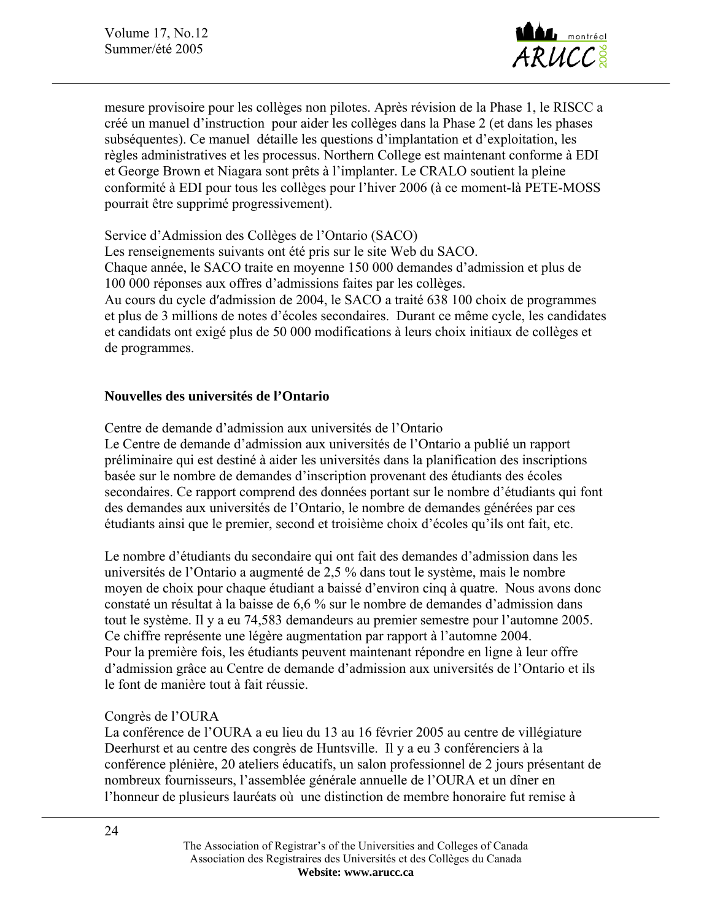mesure provisoire pour les collèges non pilotes. Après révision de la Phase 1, le RISCC a créé un manuel d'instruction pour aider les collèges dans la Phase 2 (et dans les phases subséquentes). Ce manuel détaille les questions d'implantation et d'exploitation, les règles administratives et les processus. Northern College est maintenant conforme à EDI et George Brown et Niagara sont prêts à l'implanter. Le CRALO soutient la pleine conformité à EDI pour tous les collèges pour l'hiver 2006 (à ce moment-là PETE-MOSS pourrait être supprimé progressivement).

Service d'Admission des Collèges de l'Ontario (SACO)
Les renseignements suivants ont été pris sur le site Web du SACO.
Chaque année, le SACO traite en moyenne 150 000 demandes d'admission et plus de 100 000 réponses aux offres d'admissions faites par les collèges.
Au cours du cycle d'admission de 2004, le SACO a traité 638 100 choix de programmes et plus de 3 millions de notes d'écoles secondaires. Durant ce même cycle, les candidates et candidats ont exigé plus de 50 000 modifications à leurs choix initiaux de collèges et de programmes.

**Nouvelles des universités de l'Ontario**

Centre de demande d'admission aux universités de l'Ontario
Le Centre de demande d'admission aux universités de l'Ontario a publié un rapport préliminaire qui est destiné à aider les universités dans la planification des inscriptions basée sur le nombre de demandes d'inscription provenant des étudiants des écoles secondaires. Ce rapport comprend des données portant sur le nombre d'étudiants qui font des demandes aux universités de l'Ontario, le nombre de demandes générées par ces étudiants ainsi que le premier, second et troisième choix d'écoles qu'ils ont fait, etc.

Le nombre d'étudiants du secondaire qui ont fait des demandes d'admission dans les universités de l'Ontario a augmenté de 2,5 % dans tout le système, mais le nombre moyen de choix pour chaque étudiant a baissé d'environ cinq à quatre. Nous avons donc constaté un résultat à la baisse de 6,6 % sur le nombre de demandes d'admission dans tout le système. Il y a eu 74,583 demandeurs au premier semestre pour l'automne 2005. Ce chiffre représente une légère augmentation par rapport à l'automne 2004.
Pour la première fois, les étudiants peuvent maintenant répondre en ligne à leur offre d'admission grâce au Centre de demande d'admission aux universités de l'Ontario et ils le font de manière tout à fait réussie.

Congrès de l'OURA
La conférence de l'OURA a eu lieu du 13 au 16 février 2005 au centre de villégiature Deerhurst et au centre des congrès de Huntsville. Il y a eu 3 conférenciers à la conférence plénière, 20 ateliers éducatifs, un salon professionnel de 2 jours présentant de nombreux fournisseurs, l'assemblée générale annuelle de l'OURA et un dîner en l'honneur de plusieurs lauréats où une distinction de membre honoraire fut remise à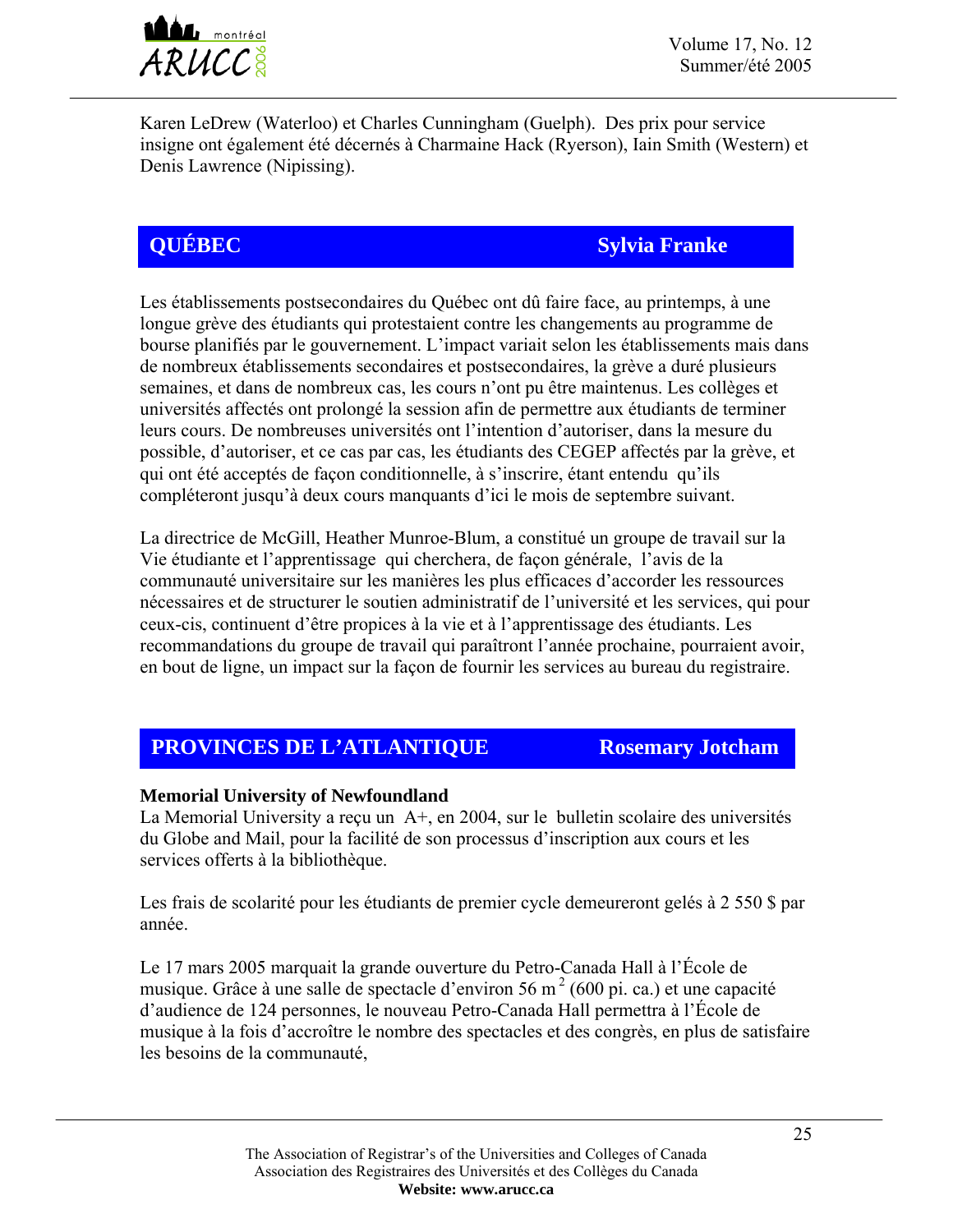Karen LeDrew (Waterloo) et Charles Cunningham (Guelph). Des prix pour service insigne ont également été décernés à Charmaine Hack (Ryerson), Iain Smith (Western) et Denis Lawrence (Nipissing).

## QUÉBEC — Sylvia Franke

Les établissements postsecondaires du Québec ont dû faire face, au printemps, à une longue grève des étudiants qui protestaient contre les changements au programme de bourse planifiés par le gouvernement. L'impact variait selon les établissements mais dans de nombreux établissements secondaires et postsecondaires, la grève a duré plusieurs semaines, et dans de nombreux cas, les cours n'ont pu être maintenus. Les collèges et universités affectés ont prolongé la session afin de permettre aux étudiants de terminer leurs cours. De nombreuses universités ont l'intention d'autoriser, dans la mesure du possible, d'autoriser, et ce cas par cas, les étudiants des CEGEP affectés par la grève, et qui ont été acceptés de façon conditionnelle, à s'inscrire, étant entendu qu'ils compléteront jusqu'à deux cours manquants d'ici le mois de septembre suivant.

La directrice de McGill, Heather Munroe-Blum, a constitué un groupe de travail sur la Vie étudiante et l'apprentissage qui cherchera, de façon générale, l'avis de la communauté universitaire sur les manières les plus efficaces d'accorder les ressources nécessaires et de structurer le soutien administratif de l'université et les services, qui pour ceux-cis, continuent d'être propices à la vie et à l'apprentissage des étudiants. Les recommandations du groupe de travail qui paraîtront l'année prochaine, pourraient avoir, en bout de ligne, un impact sur la façon de fournir les services au bureau du registraire.

## PROVINCES DE L'ATLANTIQUE — Rosemary Jotcham

**Memorial University of Newfoundland**

La Memorial University a reçu un A+, en 2004, sur le bulletin scolaire des universités du Globe and Mail, pour la facilité de son processus d'inscription aux cours et les services offerts à la bibliothèque.

Les frais de scolarité pour les étudiants de premier cycle demeureront gelés à 2 550 $ par année.

Le 17 mars 2005 marquait la grande ouverture du Petro-Canada Hall à l'École de musique. Grâce à une salle de spectacle d'environ 56 m$^2$ (600 pi. ca.) et une capacité d'audience de 124 personnes, le nouveau Petro-Canada Hall permettra à l'École de musique à la fois d'accroître le nombre des spectacles et des congrès, en plus de satisfaire les besoins de la communauté,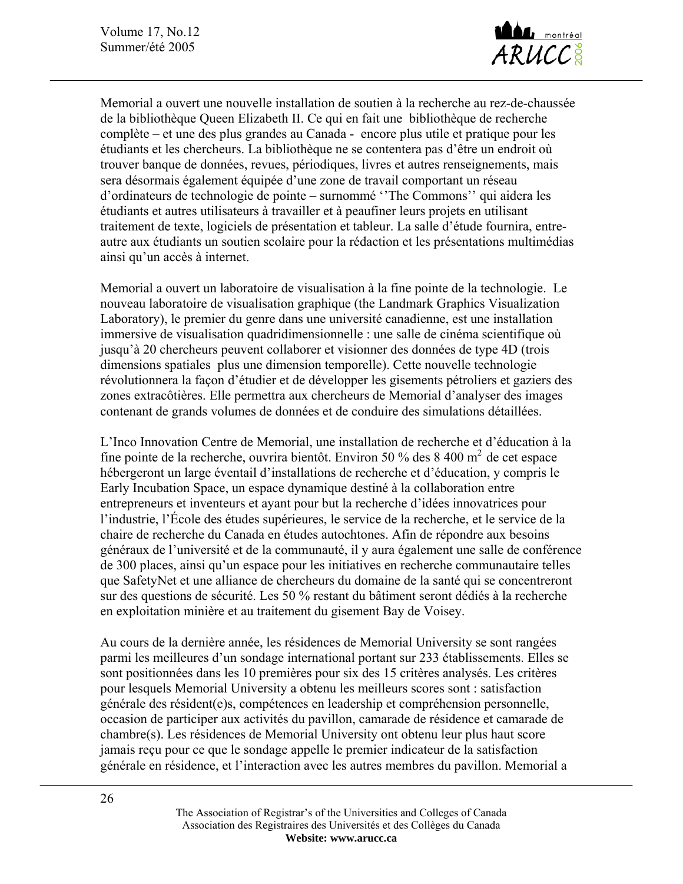Memorial a ouvert une nouvelle installation de soutien à la recherche au rez-de-chaussée de la bibliothèque Queen Elizabeth II. Ce qui en fait une bibliothèque de recherche complète – et une des plus grandes au Canada - encore plus utile et pratique pour les étudiants et les chercheurs. La bibliothèque ne se contentera pas d'être un endroit où trouver banque de données, revues, périodiques, livres et autres renseignements, mais sera désormais également équipée d'une zone de travail comportant un réseau d'ordinateurs de technologie de pointe – surnommé ''The Commons'' qui aidera les étudiants et autres utilisateurs à travailler et à peaufiner leurs projets en utilisant traitement de texte, logiciels de présentation et tableur. La salle d'étude fournira, entre-autre aux étudiants un soutien scolaire pour la rédaction et les présentations multimédias ainsi qu'un accès à internet.

Memorial a ouvert un laboratoire de visualisation à la fine pointe de la technologie. Le nouveau laboratoire de visualisation graphique (the Landmark Graphics Visualization Laboratory), le premier du genre dans une université canadienne, est une installation immersive de visualisation quadridimensionnelle : une salle de cinéma scientifique où jusqu'à 20 chercheurs peuvent collaborer et visionner des données de type 4D (trois dimensions spatiales plus une dimension temporelle). Cette nouvelle technologie révolutionnera la façon d'étudier et de développer les gisements pétroliers et gaziers des zones extracôtières. Elle permettra aux chercheurs de Memorial d'analyser des images contenant de grands volumes de données et de conduire des simulations détaillées.

L'Inco Innovation Centre de Memorial, une installation de recherche et d'éducation à la fine pointe de la recherche, ouvrira bientôt. Environ 50 % des 8 400 $m^2$ de cet espace hébergeront un large éventail d'installations de recherche et d'éducation, y compris le Early Incubation Space, un espace dynamique destiné à la collaboration entre entrepreneurs et inventeurs et ayant pour but la recherche d'idées innovatrices pour l'industrie, l'École des études supérieures, le service de la recherche, et le service de la chaire de recherche du Canada en études autochtones. Afin de répondre aux besoins généraux de l'université et de la communauté, il y aura également une salle de conférence de 300 places, ainsi qu'un espace pour les initiatives en recherche communautaire telles que SafetyNet et une alliance de chercheurs du domaine de la santé qui se concentreront sur des questions de sécurité. Les 50 % restant du bâtiment seront dédiés à la recherche en exploitation minière et au traitement du gisement Bay de Voisey.

Au cours de la dernière année, les résidences de Memorial University se sont rangées parmi les meilleures d'un sondage international portant sur 233 établissements. Elles se sont positionnées dans les 10 premières pour six des 15 critères analysés. Les critères pour lesquels Memorial University a obtenu les meilleurs scores sont : satisfaction générale des résident(e)s, compétences en leadership et compréhension personnelle, occasion de participer aux activités du pavillon, camarade de résidence et camarade de chambre(s). Les résidences de Memorial University ont obtenu leur plus haut score jamais reçu pour ce que le sondage appelle le premier indicateur de la satisfaction générale en résidence, et l'interaction avec les autres membres du pavillon. Memorial a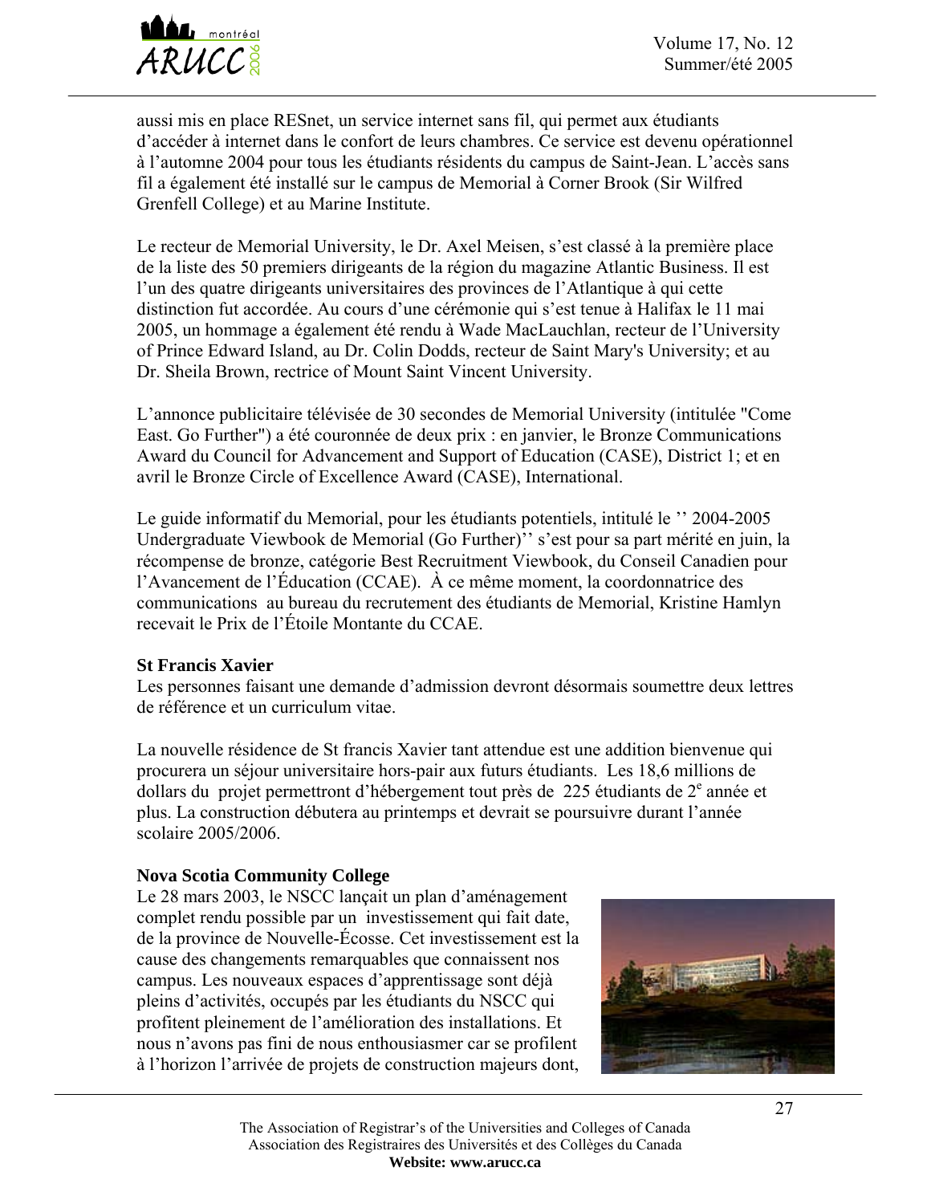aussi mis en place RESnet, un service internet sans fil, qui permet aux étudiants d'accéder à internet dans le confort de leurs chambres. Ce service est devenu opérationnel à l'automne 2004 pour tous les étudiants résidents du campus de Saint-Jean. L'accès sans fil a également été installé sur le campus de Memorial à Corner Brook (Sir Wilfred Grenfell College) et au Marine Institute.

Le recteur de Memorial University, le Dr. Axel Meisen, s'est classé à la première place de la liste des 50 premiers dirigeants de la région du magazine Atlantic Business. Il est l'un des quatre dirigeants universitaires des provinces de l'Atlantique à qui cette distinction fut accordée. Au cours d'une cérémonie qui s'est tenue à Halifax le 11 mai 2005, un hommage a également été rendu à Wade MacLauchlan, recteur de l'University of Prince Edward Island, au Dr. Colin Dodds, recteur de Saint Mary's University; et au Dr. Sheila Brown, rectrice of Mount Saint Vincent University.

L'annonce publicitaire télévisée de 30 secondes de Memorial University (intitulée "Come East. Go Further") a été couronnée de deux prix : en janvier, le Bronze Communications Award du Council for Advancement and Support of Education (CASE), District 1; et en avril le Bronze Circle of Excellence Award (CASE), International.

Le guide informatif du Memorial, pour les étudiants potentiels, intitulé le '' 2004-2005 Undergraduate Viewbook de Memorial (Go Further)'' s'est pour sa part mérité en juin, la récompense de bronze, catégorie Best Recruitment Viewbook, du Conseil Canadien pour l'Avancement de l'Éducation (CCAE). À ce même moment, la coordonnatrice des communications au bureau du recrutement des étudiants de Memorial, Kristine Hamlyn recevait le Prix de l'Étoile Montante du CCAE.

**St Francis Xavier**

Les personnes faisant une demande d'admission devront désormais soumettre deux lettres de référence et un curriculum vitae.

La nouvelle résidence de St francis Xavier tant attendue est une addition bienvenue qui procurera un séjour universitaire hors-pair aux futurs étudiants. Les 18,6 millions de dollars du projet permettront d'hébergement tout près de 225 étudiants de 2[e] année et plus. La construction débutera au printemps et devrait se poursuivre durant l'année scolaire 2005/2006.

**Nova Scotia Community College**

Le 28 mars 2003, le NSCC lançait un plan d'aménagement complet rendu possible par un investissement qui fait date, de la province de Nouvelle-Écosse. Cet investissement est la cause des changements remarquables que connaissent nos campus. Les nouveaux espaces d'apprentissage sont déjà pleins d'activités, occupés par les étudiants du NSCC qui profitent pleinement de l'amélioration des installations. Et nous n'avons pas fini de nous enthousiasmer car se profilent à l'horizon l'arrivée de projets de construction majeurs dont,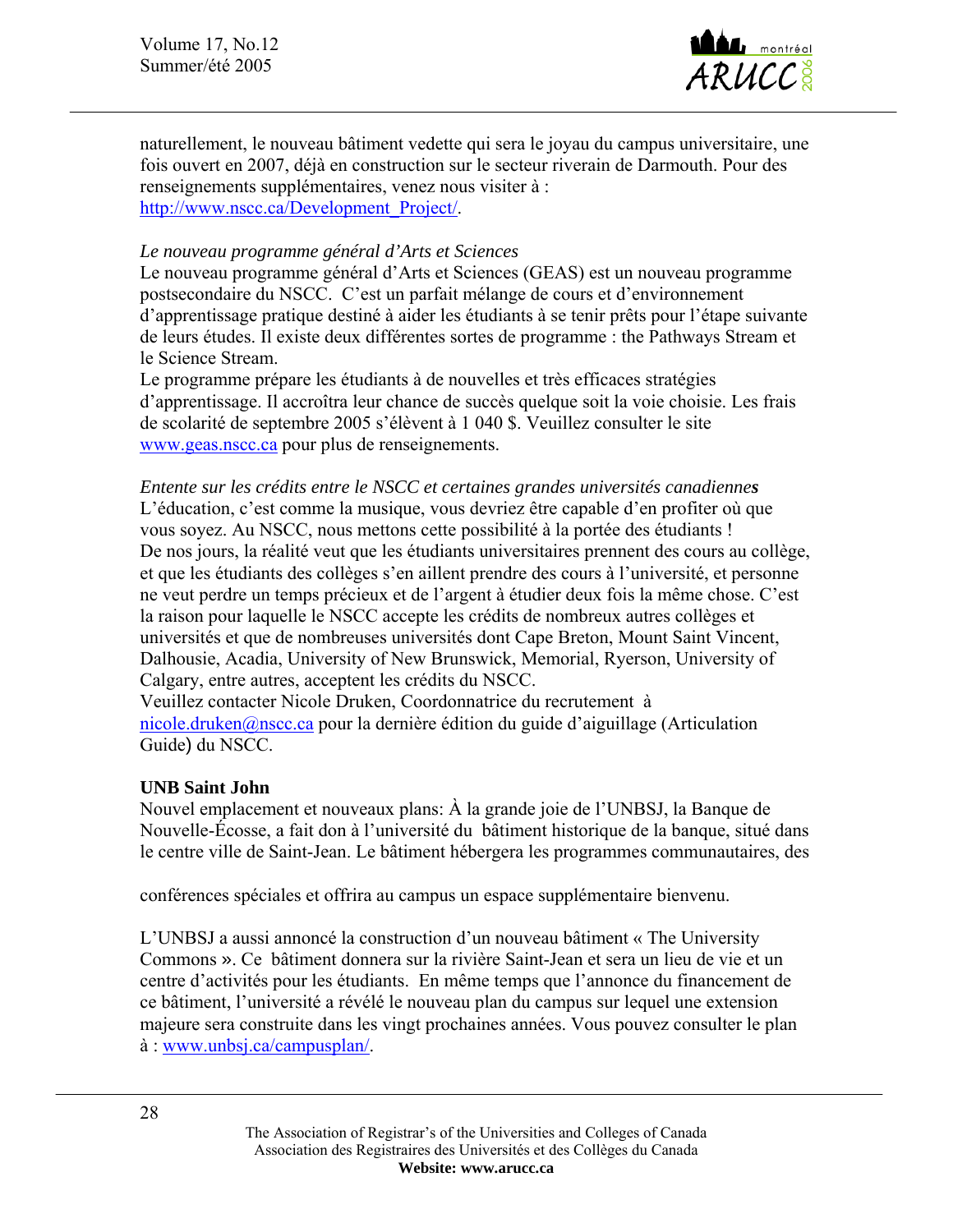naturellement, le nouveau bâtiment vedette qui sera le joyau du campus universitaire, une fois ouvert en 2007, déjà en construction sur le secteur riverain de Darmouth. Pour des renseignements supplémentaires, venez nous visiter à : http://www.nscc.ca/Development_Project/.

*Le nouveau programme général d'Arts et Sciences*

Le nouveau programme général d'Arts et Sciences (GEAS) est un nouveau programme postsecondaire du NSCC. C'est un parfait mélange de cours et d'environnement d'apprentissage pratique destiné à aider les étudiants à se tenir prêts pour l'étape suivante de leurs études. Il existe deux différentes sortes de programme : the Pathways Stream et le Science Stream.

Le programme prépare les étudiants à de nouvelles et très efficaces stratégies d'apprentissage. Il accroîtra leur chance de succès quelque soit la voie choisie. Les frais de scolarité de septembre 2005 s'élèvent à 1 040 $. Veuillez consulter le site www.geas.nscc.ca pour plus de renseignements.

*Entente sur les crédits entre le NSCC et certaines grandes universités canadiennes*

L'éducation, c'est comme la musique, vous devriez être capable d'en profiter où que vous soyez. Au NSCC, nous mettons cette possibilité à la portée des étudiants !

De nos jours, la réalité veut que les étudiants universitaires prennent des cours au collège, et que les étudiants des collèges s'en aillent prendre des cours à l'université, et personne ne veut perdre un temps précieux et de l'argent à étudier deux fois la même chose. C'est la raison pour laquelle le NSCC accepte les crédits de nombreux autres collèges et universités et que de nombreuses universités dont Cape Breton, Mount Saint Vincent, Dalhousie, Acadia, University of New Brunswick, Memorial, Ryerson, University of Calgary, entre autres, acceptent les crédits du NSCC.

Veuillez contacter Nicole Druken, Coordonnatrice du recrutement à nicole.druken@nscc.ca pour la dernière édition du guide d'aiguillage (Articulation Guide) du NSCC.

**UNB Saint John**

Nouvel emplacement et nouveaux plans: À la grande joie de l'UNBSJ, la Banque de Nouvelle-Écosse, a fait don à l'université du bâtiment historique de la banque, situé dans le centre ville de Saint-Jean. Le bâtiment hébergera les programmes communautaires, des conférences spéciales et offrira au campus un espace supplémentaire bienvenu.

L'UNBSJ a aussi annoncé la construction d'un nouveau bâtiment « The University Commons ». Ce bâtiment donnera sur la rivière Saint-Jean et sera un lieu de vie et un centre d'activités pour les étudiants. En même temps que l'annonce du financement de ce bâtiment, l'université a révélé le nouveau plan du campus sur lequel une extension majeure sera construite dans les vingt prochaines années. Vous pouvez consulter le plan à : www.unbsj.ca/campusplan/.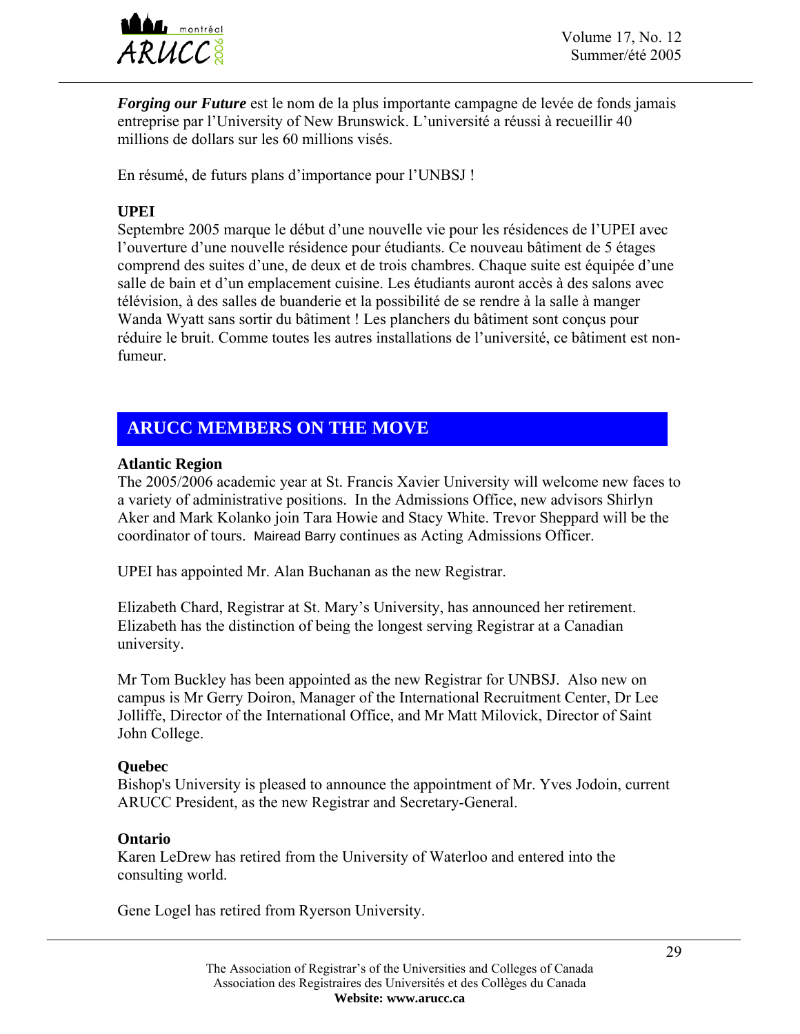***Forging our Future*** est le nom de la plus importante campagne de levée de fonds jamais entreprise par l'University of New Brunswick. L'université a réussi à recueillir 40 millions de dollars sur les 60 millions visés.

En résumé, de futurs plans d'importance pour l'UNBSJ !

**UPEI**
Septembre 2005 marque le début d'une nouvelle vie pour les résidences de l'UPEI avec l'ouverture d'une nouvelle résidence pour étudiants. Ce nouveau bâtiment de 5 étages comprend des suites d'une, de deux et de trois chambres. Chaque suite est équipée d'une salle de bain et d'un emplacement cuisine. Les étudiants auront accès à des salons avec télévision, à des salles de buanderie et la possibilité de se rendre à la salle à manger Wanda Wyatt sans sortir du bâtiment ! Les planchers du bâtiment sont conçus pour réduire le bruit. Comme toutes les autres installations de l'université, ce bâtiment est non-fumeur.

## ARUCC MEMBERS ON THE MOVE

**Atlantic Region**
The 2005/2006 academic year at St. Francis Xavier University will welcome new faces to a variety of administrative positions. In the Admissions Office, new advisors Shirlyn Aker and Mark Kolanko join Tara Howie and Stacy White. Trevor Sheppard will be the coordinator of tours. Mairead Barry continues as Acting Admissions Officer.

UPEI has appointed Mr. Alan Buchanan as the new Registrar.

Elizabeth Chard, Registrar at St. Mary's University, has announced her retirement. Elizabeth has the distinction of being the longest serving Registrar at a Canadian university.

Mr Tom Buckley has been appointed as the new Registrar for UNBSJ. Also new on campus is Mr Gerry Doiron, Manager of the International Recruitment Center, Dr Lee Jolliffe, Director of the International Office, and Mr Matt Milovick, Director of Saint John College.

**Quebec**
Bishop's University is pleased to announce the appointment of Mr. Yves Jodoin, current ARUCC President, as the new Registrar and Secretary-General.

**Ontario**
Karen LeDrew has retired from the University of Waterloo and entered into the consulting world.

Gene Logel has retired from Ryerson University.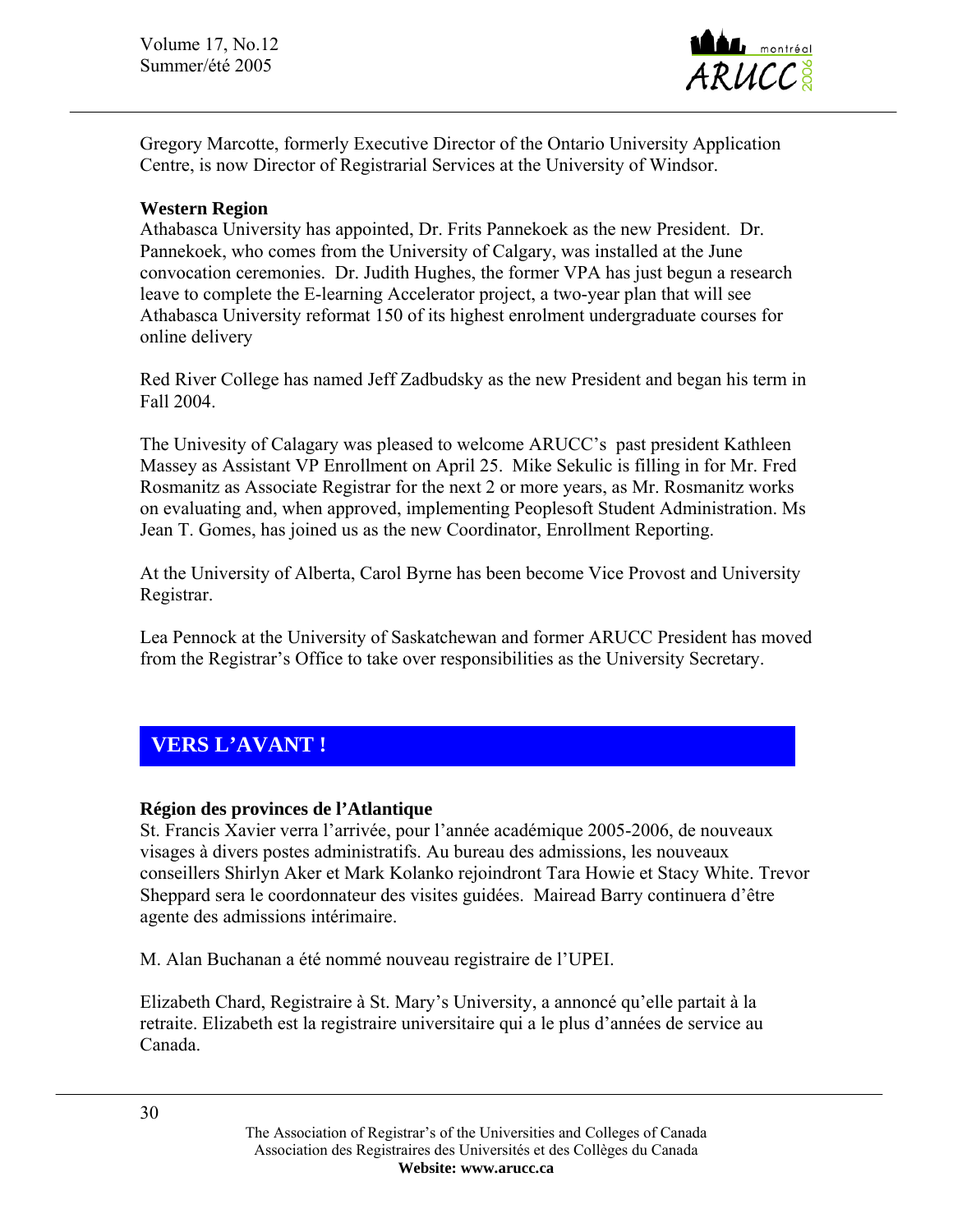Gregory Marcotte, formerly Executive Director of the Ontario University Application Centre, is now Director of Registrarial Services at the University of Windsor.

**Western Region**
Athabasca University has appointed, Dr. Frits Pannekoek as the new President. Dr. Pannekoek, who comes from the University of Calgary, was installed at the June convocation ceremonies. Dr. Judith Hughes, the former VPA has just begun a research leave to complete the E-learning Accelerator project, a two-year plan that will see Athabasca University reformat 150 of its highest enrolment undergraduate courses for online delivery

Red River College has named Jeff Zadbudsky as the new President and began his term in Fall 2004.

The Univesity of Calagary was pleased to welcome ARUCC's past president Kathleen Massey as Assistant VP Enrollment on April 25. Mike Sekulic is filling in for Mr. Fred Rosmanitz as Associate Registrar for the next 2 or more years, as Mr. Rosmanitz works on evaluating and, when approved, implementing Peoplesoft Student Administration. Ms Jean T. Gomes, has joined us as the new Coordinator, Enrollment Reporting.

At the University of Alberta, Carol Byrne has been become Vice Provost and University Registrar.

Lea Pennock at the University of Saskatchewan and former ARUCC President has moved from the Registrar's Office to take over responsibilities as the University Secretary.

## VERS L'AVANT !

**Région des provinces de l'Atlantique**
St. Francis Xavier verra l'arrivée, pour l'année académique 2005-2006, de nouveaux visages à divers postes administratifs. Au bureau des admissions, les nouveaux conseillers Shirlyn Aker et Mark Kolanko rejoindront Tara Howie et Stacy White. Trevor Sheppard sera le coordonnateur des visites guidées. Mairead Barry continuera d'être agente des admissions intérimaire.

M. Alan Buchanan a été nommé nouveau registraire de l'UPEI.

Elizabeth Chard, Registraire à St. Mary's University, a annoncé qu'elle partait à la retraite. Elizabeth est la registraire universitaire qui a le plus d'années de service au Canada.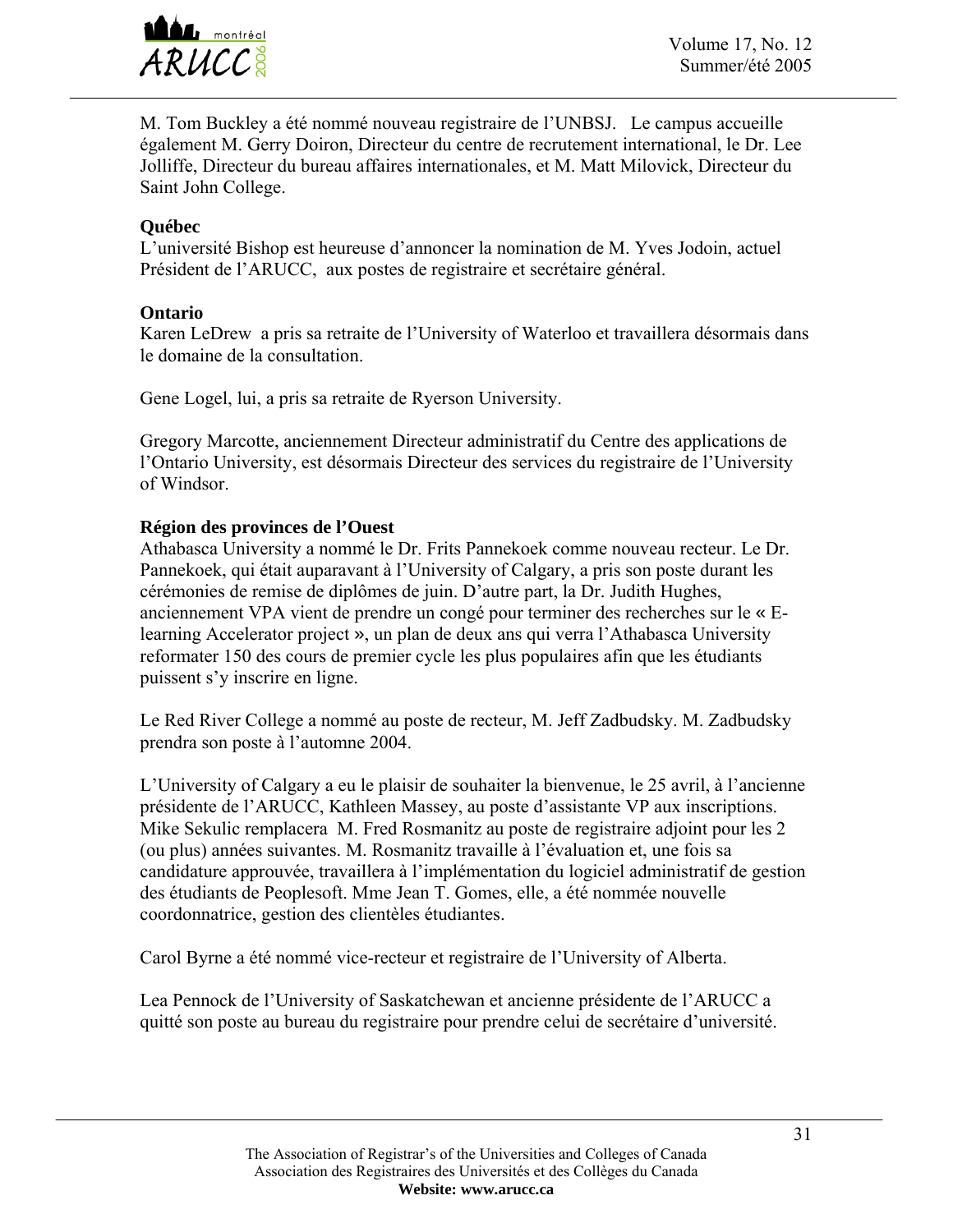M. Tom Buckley a été nommé nouveau registraire de l'UNBSJ. Le campus accueille également M. Gerry Doiron, Directeur du centre de recrutement international, le Dr. Lee Jolliffe, Directeur du bureau affaires internationales, et M. Matt Milovick, Directeur du Saint John College.

**Québec**

L'université Bishop est heureuse d'annoncer la nomination de M. Yves Jodoin, actuel Président de l'ARUCC, aux postes de registraire et secrétaire général.

**Ontario**

Karen LeDrew a pris sa retraite de l'University of Waterloo et travaillera désormais dans le domaine de la consultation.

Gene Logel, lui, a pris sa retraite de Ryerson University.

Gregory Marcotte, anciennement Directeur administratif du Centre des applications de l'Ontario University, est désormais Directeur des services du registraire de l'University of Windsor.

**Région des provinces de l'Ouest**

Athabasca University a nommé le Dr. Frits Pannekoek comme nouveau recteur. Le Dr. Pannekoek, qui était auparavant à l'University of Calgary, a pris son poste durant les cérémonies de remise de diplômes de juin. D'autre part, la Dr. Judith Hughes, anciennement VPA vient de prendre un congé pour terminer des recherches sur le « E-learning Accelerator project », un plan de deux ans qui verra l'Athabasca University reformater 150 des cours de premier cycle les plus populaires afin que les étudiants puissent s'y inscrire en ligne.

Le Red River College a nommé au poste de recteur, M. Jeff Zadbudsky. M. Zadbudsky prendra son poste à l'automne 2004.

L'University of Calgary a eu le plaisir de souhaiter la bienvenue, le 25 avril, à l'ancienne présidente de l'ARUCC, Kathleen Massey, au poste d'assistante VP aux inscriptions. Mike Sekulic remplacera M. Fred Rosmanitz au poste de registraire adjoint pour les 2 (ou plus) années suivantes. M. Rosmanitz travaille à l'évaluation et, une fois sa candidature approuvée, travaillera à l'implémentation du logiciel administratif de gestion des étudiants de Peoplesoft. Mme Jean T. Gomes, elle, a été nommée nouvelle coordonnatrice, gestion des clientèles étudiantes.

Carol Byrne a été nommé vice-recteur et registraire de l'University of Alberta.

Lea Pennock de l'University of Saskatchewan et ancienne présidente de l'ARUCC a quitté son poste au bureau du registraire pour prendre celui de secrétaire d'université.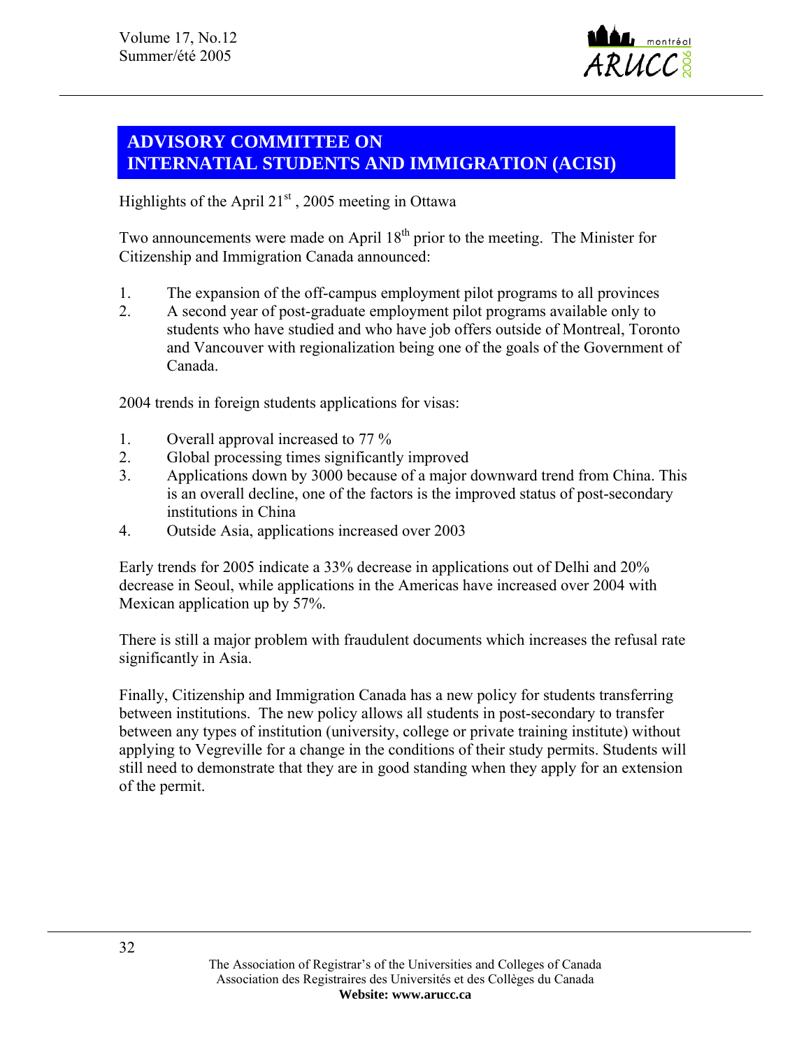## ADVISORY COMMITTEE ON INTERNATIAL STUDENTS AND IMMIGRATION (ACISI)

Highlights of the April 21st , 2005 meeting in Ottawa

Two announcements were made on April 18th prior to the meeting. The Minister for Citizenship and Immigration Canada announced:

1. The expansion of the off-campus employment pilot programs to all provinces
2. A second year of post-graduate employment pilot programs available only to students who have studied and who have job offers outside of Montreal, Toronto and Vancouver with regionalization being one of the goals of the Government of Canada.

2004 trends in foreign students applications for visas:

1. Overall approval increased to 77 %
2. Global processing times significantly improved
3. Applications down by 3000 because of a major downward trend from China. This is an overall decline, one of the factors is the improved status of post-secondary institutions in China
4. Outside Asia, applications increased over 2003

Early trends for 2005 indicate a 33% decrease in applications out of Delhi and 20% decrease in Seoul, while applications in the Americas have increased over 2004 with Mexican application up by 57%.

There is still a major problem with fraudulent documents which increases the refusal rate significantly in Asia.

Finally, Citizenship and Immigration Canada has a new policy for students transferring between institutions. The new policy allows all students in post-secondary to transfer between any types of institution (university, college or private training institute) without applying to Vegreville for a change in the conditions of their study permits. Students will still need to demonstrate that they are in good standing when they apply for an extension of the permit.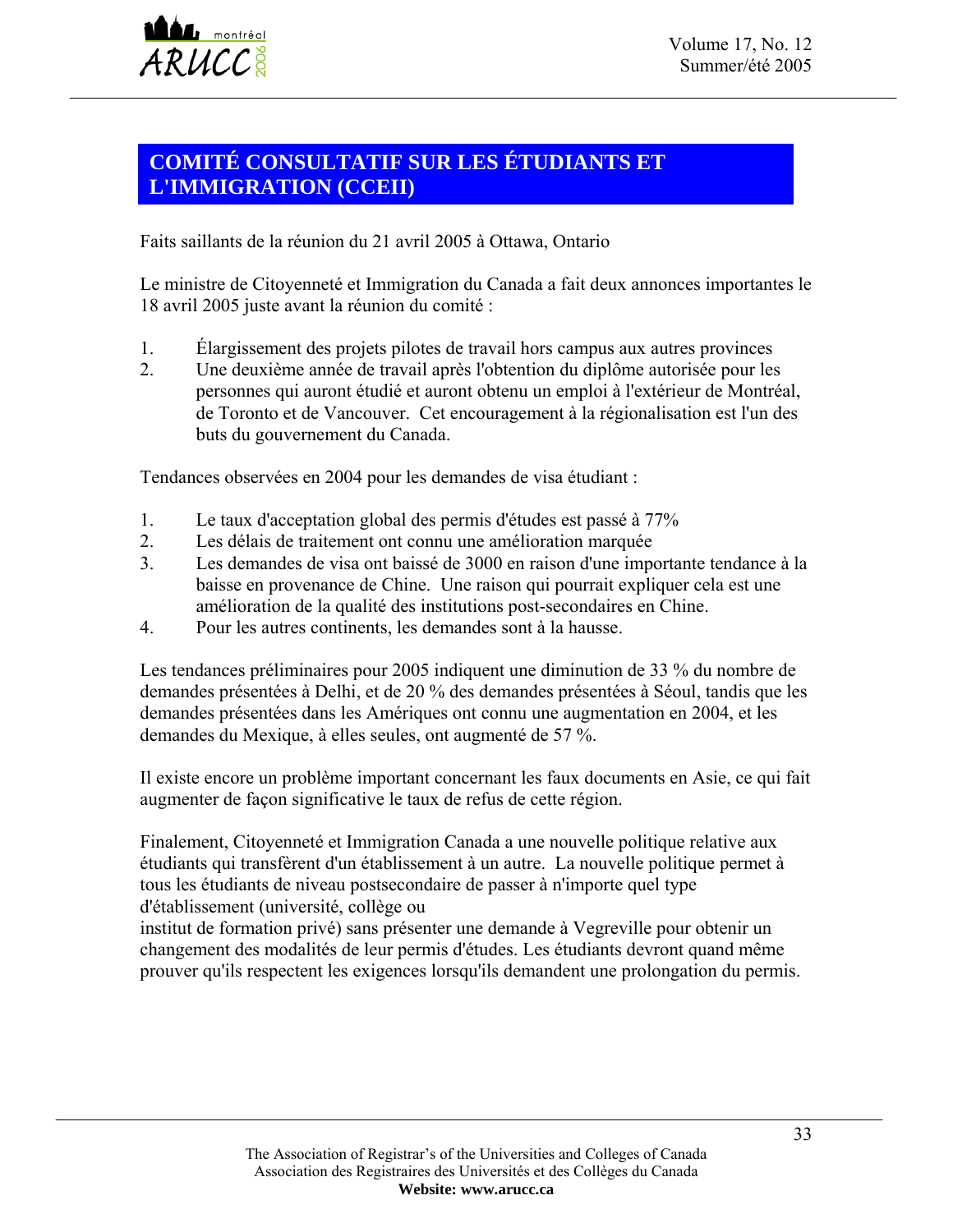## COMITÉ CONSULTATIF SUR LES ÉTUDIANTS ET L'IMMIGRATION (CCEII)

Faits saillants de la réunion du 21 avril 2005 à Ottawa, Ontario

Le ministre de Citoyenneté et Immigration du Canada a fait deux annonces importantes le 18 avril 2005 juste avant la réunion du comité :

1. Élargissement des projets pilotes de travail hors campus aux autres provinces
2. Une deuxième année de travail après l'obtention du diplôme autorisée pour les personnes qui auront étudié et auront obtenu un emploi à l'extérieur de Montréal, de Toronto et de Vancouver. Cet encouragement à la régionalisation est l'un des buts du gouvernement du Canada.

Tendances observées en 2004 pour les demandes de visa étudiant :

1. Le taux d'acceptation global des permis d'études est passé à 77%
2. Les délais de traitement ont connu une amélioration marquée
3. Les demandes de visa ont baissé de 3000 en raison d'une importante tendance à la baisse en provenance de Chine. Une raison qui pourrait expliquer cela est une amélioration de la qualité des institutions post-secondaires en Chine.
4. Pour les autres continents, les demandes sont à la hausse.

Les tendances préliminaires pour 2005 indiquent une diminution de 33 % du nombre de demandes présentées à Delhi, et de 20 % des demandes présentées à Séoul, tandis que les demandes présentées dans les Amériques ont connu une augmentation en 2004, et les demandes du Mexique, à elles seules, ont augmenté de 57 %.

Il existe encore un problème important concernant les faux documents en Asie, ce qui fait augmenter de façon significative le taux de refus de cette région.

Finalement, Citoyenneté et Immigration Canada a une nouvelle politique relative aux étudiants qui transfèrent d'un établissement à un autre. La nouvelle politique permet à tous les étudiants de niveau postsecondaire de passer à n'importe quel type d'établissement (université, collège ou institut de formation privé) sans présenter une demande à Vegreville pour obtenir un changement des modalités de leur permis d'études. Les étudiants devront quand même prouver qu'ils respectent les exigences lorsqu'ils demandent une prolongation du permis.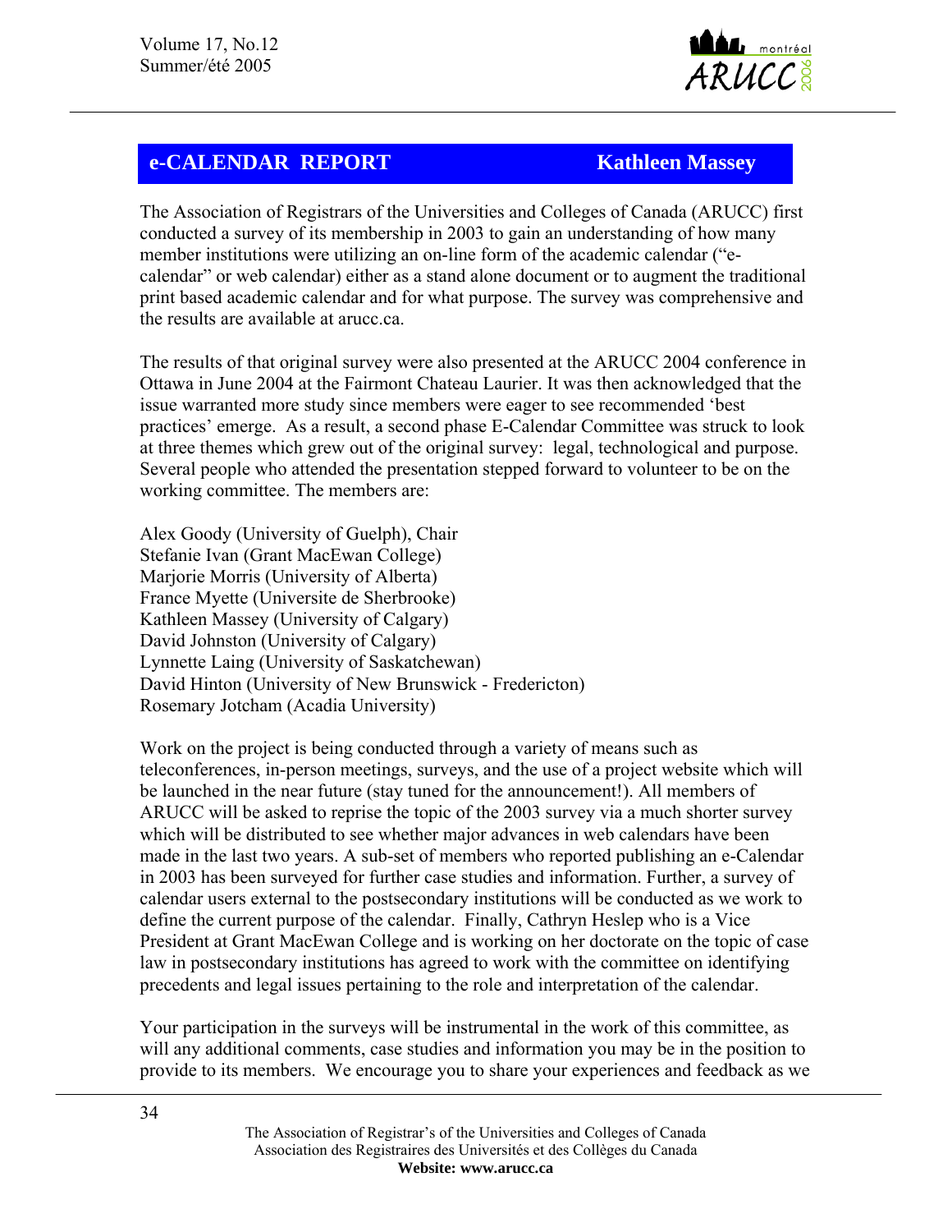## e-CALENDAR REPORT — Kathleen Massey

The Association of Registrars of the Universities and Colleges of Canada (ARUCC) first conducted a survey of its membership in 2003 to gain an understanding of how many member institutions were utilizing an on-line form of the academic calendar ("e-calendar" or web calendar) either as a stand alone document or to augment the traditional print based academic calendar and for what purpose. The survey was comprehensive and the results are available at arucc.ca.

The results of that original survey were also presented at the ARUCC 2004 conference in Ottawa in June 2004 at the Fairmont Chateau Laurier. It was then acknowledged that the issue warranted more study since members were eager to see recommended 'best practices' emerge. As a result, a second phase E-Calendar Committee was struck to look at three themes which grew out of the original survey: legal, technological and purpose. Several people who attended the presentation stepped forward to volunteer to be on the working committee. The members are:

Alex Goody (University of Guelph), Chair
Stefanie Ivan (Grant MacEwan College)
Marjorie Morris (University of Alberta)
France Myette (Universite de Sherbrooke)
Kathleen Massey (University of Calgary)
David Johnston (University of Calgary)
Lynnette Laing (University of Saskatchewan)
David Hinton (University of New Brunswick - Fredericton)
Rosemary Jotcham (Acadia University)

Work on the project is being conducted through a variety of means such as teleconferences, in-person meetings, surveys, and the use of a project website which will be launched in the near future (stay tuned for the announcement!). All members of ARUCC will be asked to reprise the topic of the 2003 survey via a much shorter survey which will be distributed to see whether major advances in web calendars have been made in the last two years. A sub-set of members who reported publishing an e-Calendar in 2003 has been surveyed for further case studies and information. Further, a survey of calendar users external to the postsecondary institutions will be conducted as we work to define the current purpose of the calendar. Finally, Cathryn Heslep who is a Vice President at Grant MacEwan College and is working on her doctorate on the topic of case law in postsecondary institutions has agreed to work with the committee on identifying precedents and legal issues pertaining to the role and interpretation of the calendar.

Your participation in the surveys will be instrumental in the work of this committee, as will any additional comments, case studies and information you may be in the position to provide to its members. We encourage you to share your experiences and feedback as we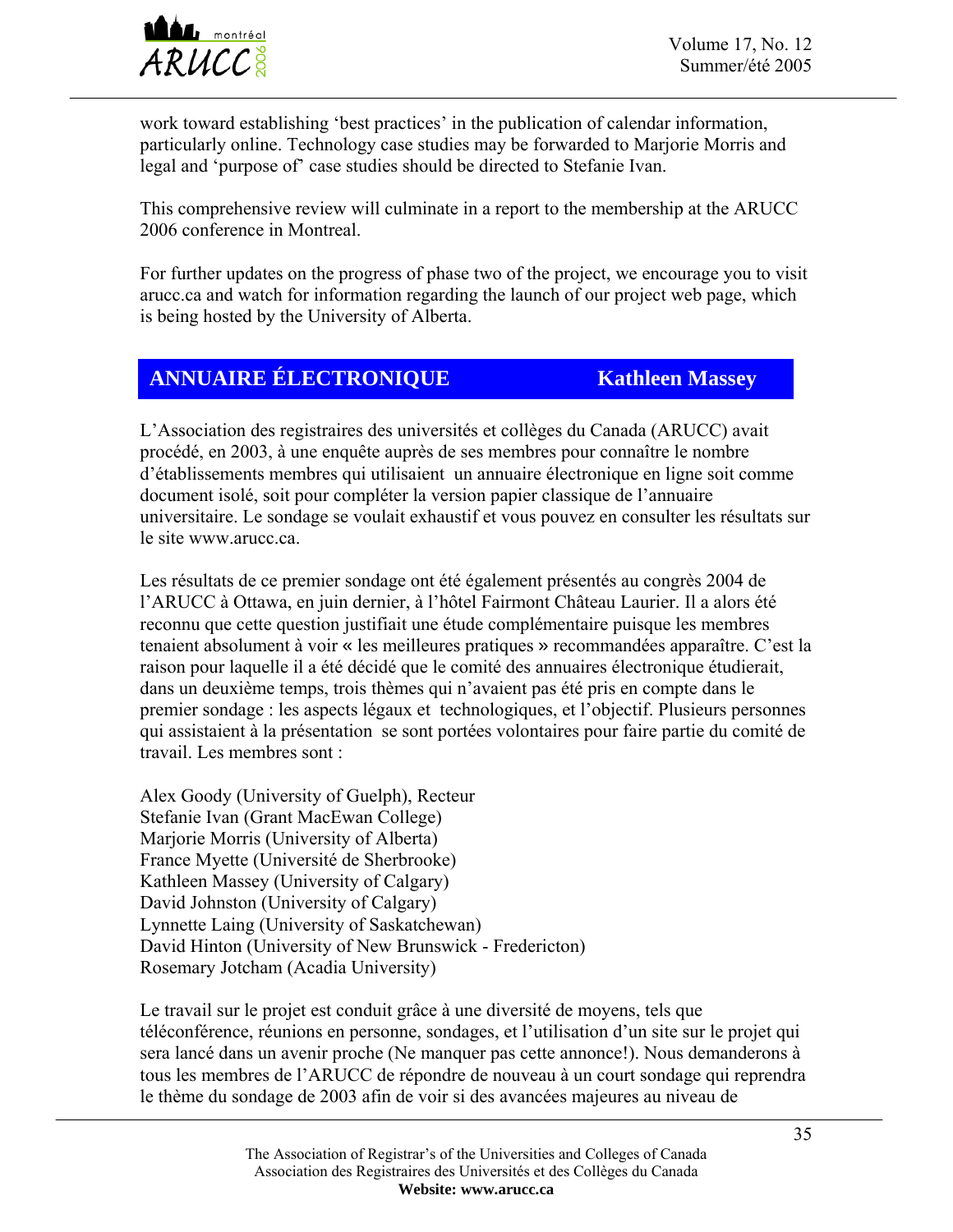work toward establishing ‘best practices’ in the publication of calendar information, particularly online. Technology case studies may be forwarded to Marjorie Morris and legal and ‘purpose of’ case studies should be directed to Stefanie Ivan.

This comprehensive review will culminate in a report to the membership at the ARUCC 2006 conference in Montreal.

For further updates on the progress of phase two of the project, we encourage you to visit arucc.ca and watch for information regarding the launch of our project web page, which is being hosted by the University of Alberta.

## ANNUAIRE ÉLECTRONIQUE — Kathleen Massey

L’Association des registraires des universités et collèges du Canada (ARUCC) avait procédé, en 2003, à une enquête auprès de ses membres pour connaître le nombre d’établissements membres qui utilisaient un annuaire électronique en ligne soit comme document isolé, soit pour compléter la version papier classique de l’annuaire universitaire. Le sondage se voulait exhaustif et vous pouvez en consulter les résultats sur le site www.arucc.ca.

Les résultats de ce premier sondage ont été également présentés au congrès 2004 de l’ARUCC à Ottawa, en juin dernier, à l’hôtel Fairmont Château Laurier. Il a alors été reconnu que cette question justifiait une étude complémentaire puisque les membres tenaient absolument à voir « les meilleures pratiques » recommandées apparaître. C’est la raison pour laquelle il a été décidé que le comité des annuaires électronique étudierait, dans un deuxième temps, trois thèmes qui n’avaient pas été pris en compte dans le premier sondage : les aspects légaux et technologiques, et l’objectif. Plusieurs personnes qui assistaient à la présentation se sont portées volontaires pour faire partie du comité de travail. Les membres sont :

Alex Goody (University of Guelph), Recteur  
Stefanie Ivan (Grant MacEwan College)  
Marjorie Morris (University of Alberta)  
France Myette (Université de Sherbrooke)  
Kathleen Massey (University of Calgary)  
David Johnston (University of Calgary)  
Lynnette Laing (University of Saskatchewan)  
David Hinton (University of New Brunswick - Fredericton)  
Rosemary Jotcham (Acadia University)

Le travail sur le projet est conduit grâce à une diversité de moyens, tels que téléconférence, réunions en personne, sondages, et l’utilisation d’un site sur le projet qui sera lancé dans un avenir proche (Ne manquer pas cette annonce!). Nous demanderons à tous les membres de l’ARUCC de répondre de nouveau à un court sondage qui reprendra le thème du sondage de 2003 afin de voir si des avancées majeures au niveau de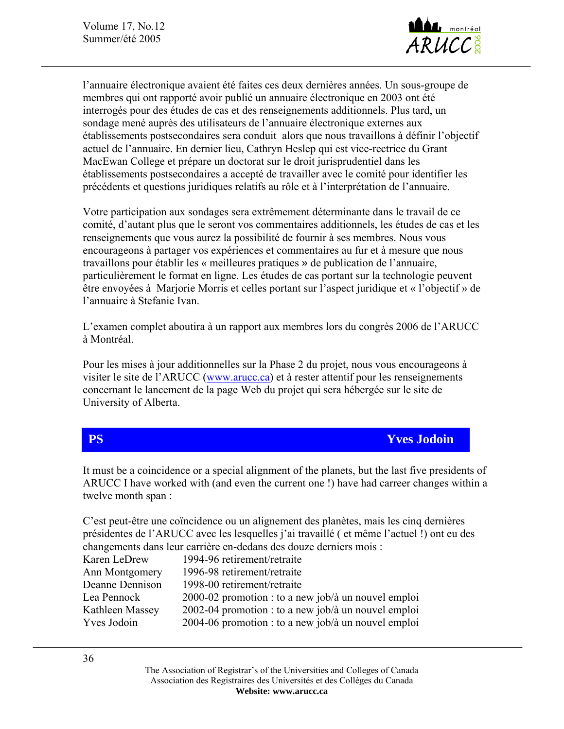l'annuaire électronique avaient été faites ces deux dernières années. Un sous-groupe de membres qui ont rapporté avoir publié un annuaire électronique en 2003 ont été interrogés pour des études de cas et des renseignements additionnels. Plus tard, un sondage mené auprès des utilisateurs de l'annuaire électronique externes aux établissements postsecondaires sera conduit alors que nous travaillons à définir l'objectif actuel de l'annuaire. En dernier lieu, Cathryn Heslep qui est vice-rectrice du Grant MacEwan College et prépare un doctorat sur le droit jurisprudentiel dans les établissements postsecondaires a accepté de travailler avec le comité pour identifier les précédents et questions juridiques relatifs au rôle et à l'interprétation de l'annuaire.

Votre participation aux sondages sera extrêmement déterminante dans le travail de ce comité, d'autant plus que le seront vos commentaires additionnels, les études de cas et les renseignements que vous aurez la possibilité de fournir à ses membres. Nous vous encourageons à partager vos expériences et commentaires au fur et à mesure que nous travaillons pour établir les « meilleures pratiques » de publication de l'annuaire, particulièrement le format en ligne. Les études de cas portant sur la technologie peuvent être envoyées à Marjorie Morris et celles portant sur l'aspect juridique et « l'objectif » de l'annuaire à Stefanie Ivan.

L'examen complet aboutira à un rapport aux membres lors du congrès 2006 de l'ARUCC à Montréal.

Pour les mises à jour additionnelles sur la Phase 2 du projet, nous vous encourageons à visiter le site de l'ARUCC (www.arucc.ca) et à rester attentif pour les renseignements concernant le lancement de la page Web du projet qui sera hébergée sur le site de University of Alberta.

## PS — Yves Jodoin

It must be a coincidence or a special alignment of the planets, but the last five presidents of ARUCC I have worked with (and even the current one !) have had carreer changes within a twelve month span :

C'est peut-être une coïncidence ou un alignement des planètes, mais les cinq dernières présidentes de l'ARUCC avec les lesquelles j'ai travaillé ( et même l'actuel !) ont eu des changements dans leur carrière en-dedans des douze derniers mois :

| | |
|---|---|
| Karen LeDrew | 1994-96 retirement/retraite |
| Ann Montgomery | 1996-98 retirement/retraite |
| Deanne Dennison | 1998-00 retirement/retraite |
| Lea Pennock | 2000-02 promotion : to a new job/à un nouvel emploi |
| Kathleen Massey | 2002-04 promotion : to a new job/à un nouvel emploi |
| Yves Jodoin | 2004-06 promotion : to a new job/à un nouvel emploi |